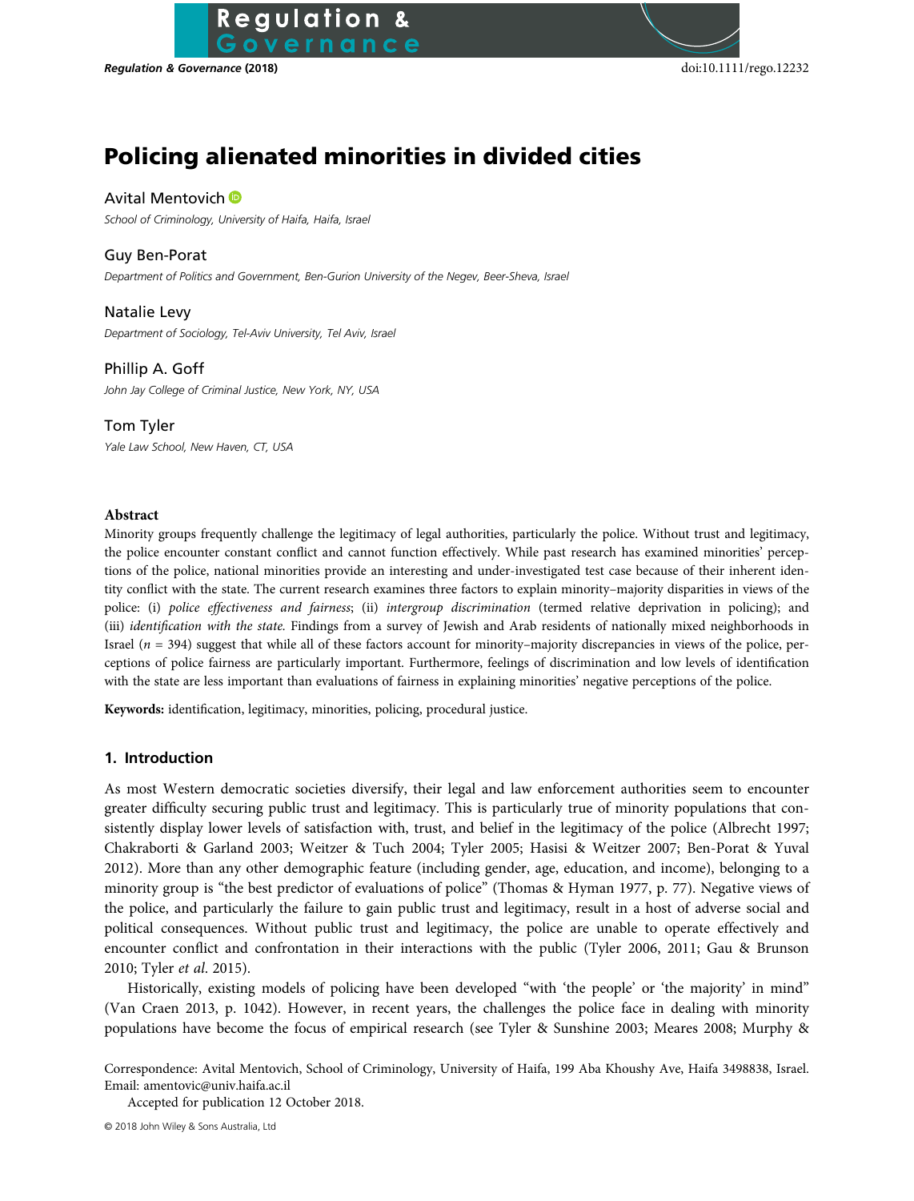# Policing alienated minorities in divided cities

Avital Mentovich

*School of Criminology, University of Haifa, Haifa, Israel*

Guy Ben-Porat

*Department of Politics and Government, Ben-Gurion University of the Negev, Beer-Sheva, Israel*

Natalie Levy

*Department of Sociology, Tel-Aviv University, Tel Aviv, Israel*

Phillip A. Goff

*John Jay College of Criminal Justice, New York, NY, USA*

Tom Tyler

*Yale Law School, New Haven, CT, USA*

## Abstract

Minority groups frequently challenge the legitimacy of legal authorities, particularly the police. Without trust and legitimacy, the police encounter constant conflict and cannot function effectively. While past research has examined minorities' perceptions of the police, national minorities provide an interesting and under-investigated test case because of their inherent identity conflict with the state. The current research examines three factors to explain minority–majority disparities in views of the police: (i) *police effectiveness and fairness*; (ii) *intergroup discrimination* (termed relative deprivation in policing); and (iii) *identification with the state*. Findings from a survey of Jewish and Arab residents of nationally mixed neighborhoods in Israel ($n$ = 394) suggest that while all of these factors account for minority–majority discrepancies in views of the police, perceptions of police fairness are particularly important. Furthermore, feelings of discrimination and low levels of identification with the state are less important than evaluations of fairness in explaining minorities' negative perceptions of the police.

**Keywords:** identification, legitimacy, minorities, policing, procedural justice.

## 1. Introduction

As most Western democratic societies diversify, their legal and law enforcement authorities seem to encounter greater difficulty securing public trust and legitimacy. This is particularly true of minority populations that consistently display lower levels of satisfaction with, trust, and belief in the legitimacy of the police (Albrecht 1997; Chakraborti & Garland 2003; Weitzer & Tuch 2004; Tyler 2005; Hasisi & Weitzer 2007; Ben-Porat & Yuval 2012). More than any other demographic feature (including gender, age, education, and income), belonging to a minority group is "the best predictor of evaluations of police" (Thomas & Hyman 1977, p. 77). Negative views of the police, and particularly the failure to gain public trust and legitimacy, result in a host of adverse social and political consequences. Without public trust and legitimacy, the police are unable to operate effectively and encounter conflict and confrontation in their interactions with the public (Tyler 2006, 2011; Gau & Brunson 2010; Tyler *et al.* 2015).

Historically, existing models of policing have been developed "with 'the people' or 'the majority' in mind" (Van Craen 2013, p. 1042). However, in recent years, the challenges the police face in dealing with minority populations have become the focus of empirical research (see Tyler & Sunshine 2003; Meares 2008; Murphy &

Correspondence: Avital Mentovich, School of Criminology, University of Haifa, 199 Aba Khoushy Ave, Haifa 3498838, Israel. Email: amentovic@univ.haifa.ac.il

Accepted for publication 12 October 2018.

© 2018 John Wiley & Sons Australia, Ltd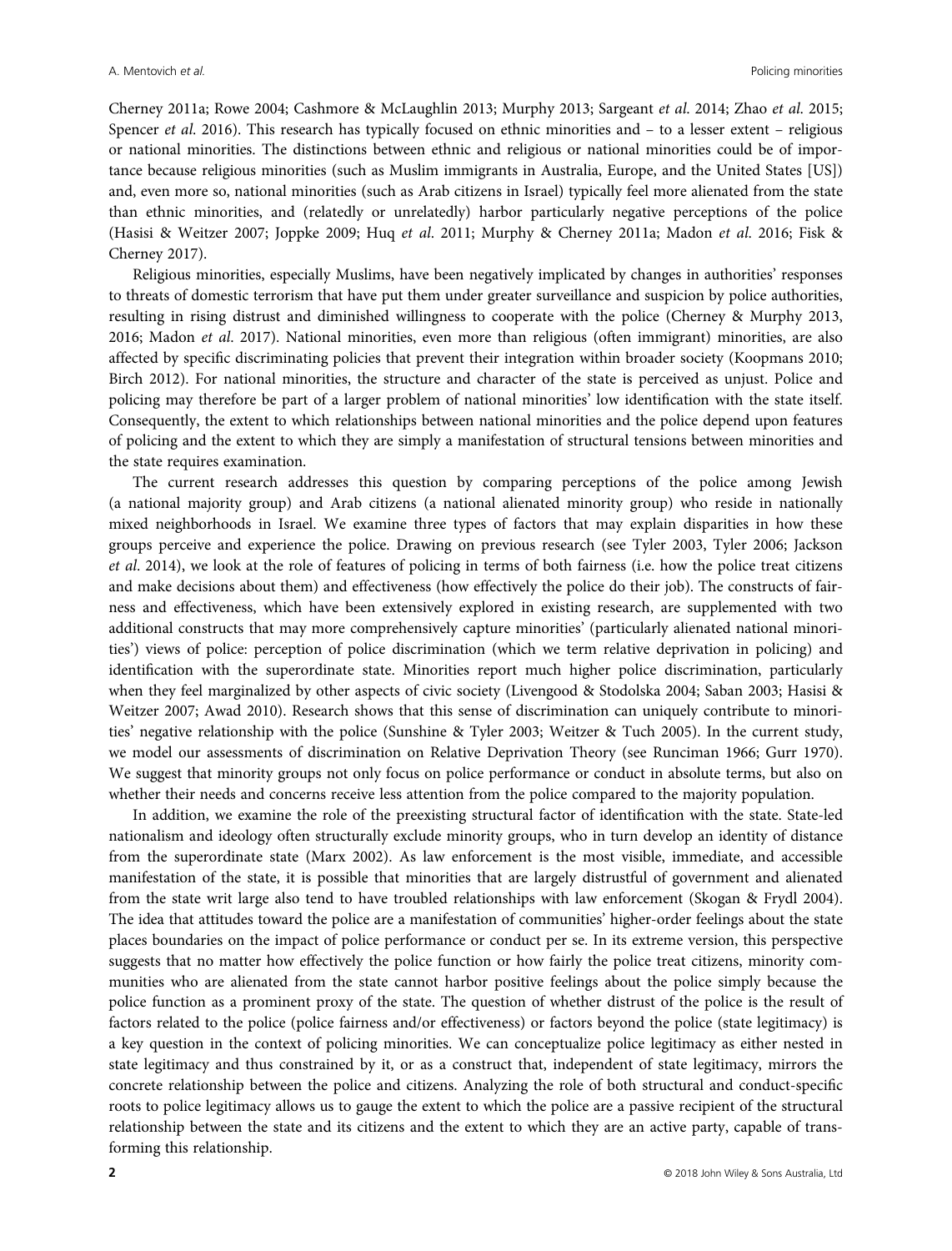Cherney 2011a; Rowe 2004; Cashmore & McLaughlin 2013; Murphy 2013; Sargeant *et al.* 2014; Zhao *et al.* 2015; Spencer *et al.* 2016). This research has typically focused on ethnic minorities and – to a lesser extent – religious or national minorities. The distinctions between ethnic and religious or national minorities could be of importance because religious minorities (such as Muslim immigrants in Australia, Europe, and the United States [US]) and, even more so, national minorities (such as Arab citizens in Israel) typically feel more alienated from the state than ethnic minorities, and (relatedly or unrelatedly) harbor particularly negative perceptions of the police (Hasisi & Weitzer 2007; Joppke 2009; Huq *et al.* 2011; Murphy & Cherney 2011a; Madon *et al.* 2016; Fisk & Cherney 2017).

Religious minorities, especially Muslims, have been negatively implicated by changes in authorities' responses to threats of domestic terrorism that have put them under greater surveillance and suspicion by police authorities, resulting in rising distrust and diminished willingness to cooperate with the police (Cherney & Murphy 2013, 2016; Madon *et al.* 2017). National minorities, even more than religious (often immigrant) minorities, are also affected by specific discriminating policies that prevent their integration within broader society (Koopmans 2010; Birch 2012). For national minorities, the structure and character of the state is perceived as unjust. Police and policing may therefore be part of a larger problem of national minorities' low identification with the state itself. Consequently, the extent to which relationships between national minorities and the police depend upon features of policing and the extent to which they are simply a manifestation of structural tensions between minorities and the state requires examination.

The current research addresses this question by comparing perceptions of the police among Jewish (a national majority group) and Arab citizens (a national alienated minority group) who reside in nationally mixed neighborhoods in Israel. We examine three types of factors that may explain disparities in how these groups perceive and experience the police. Drawing on previous research (see Tyler 2003, Tyler 2006; Jackson *et al.* 2014), we look at the role of features of policing in terms of both fairness (i.e. how the police treat citizens and make decisions about them) and effectiveness (how effectively the police do their job). The constructs of fairness and effectiveness, which have been extensively explored in existing research, are supplemented with two additional constructs that may more comprehensively capture minorities' (particularly alienated national minorities') views of police: perception of police discrimination (which we term relative deprivation in policing) and identification with the superordinate state. Minorities report much higher police discrimination, particularly when they feel marginalized by other aspects of civic society (Livengood & Stodolska 2004; Saban 2003; Hasisi & Weitzer 2007; Awad 2010). Research shows that this sense of discrimination can uniquely contribute to minorities' negative relationship with the police (Sunshine & Tyler 2003; Weitzer & Tuch 2005). In the current study, we model our assessments of discrimination on Relative Deprivation Theory (see Runciman 1966; Gurr 1970). We suggest that minority groups not only focus on police performance or conduct in absolute terms, but also on whether their needs and concerns receive less attention from the police compared to the majority population.

In addition, we examine the role of the preexisting structural factor of identification with the state. State-led nationalism and ideology often structurally exclude minority groups, who in turn develop an identity of distance from the superordinate state (Marx 2002). As law enforcement is the most visible, immediate, and accessible manifestation of the state, it is possible that minorities that are largely distrustful of government and alienated from the state writ large also tend to have troubled relationships with law enforcement (Skogan & Frydl 2004). The idea that attitudes toward the police are a manifestation of communities' higher-order feelings about the state places boundaries on the impact of police performance or conduct per se. In its extreme version, this perspective suggests that no matter how effectively the police function or how fairly the police treat citizens, minority communities who are alienated from the state cannot harbor positive feelings about the police simply because the police function as a prominent proxy of the state. The question of whether distrust of the police is the result of factors related to the police (police fairness and/or effectiveness) or factors beyond the police (state legitimacy) is a key question in the context of policing minorities. We can conceptualize police legitimacy as either nested in state legitimacy and thus constrained by it, or as a construct that, independent of state legitimacy, mirrors the concrete relationship between the police and citizens. Analyzing the role of both structural and conduct-specific roots to police legitimacy allows us to gauge the extent to which the police are a passive recipient of the structural relationship between the state and its citizens and the extent to which they are an active party, capable of transforming this relationship.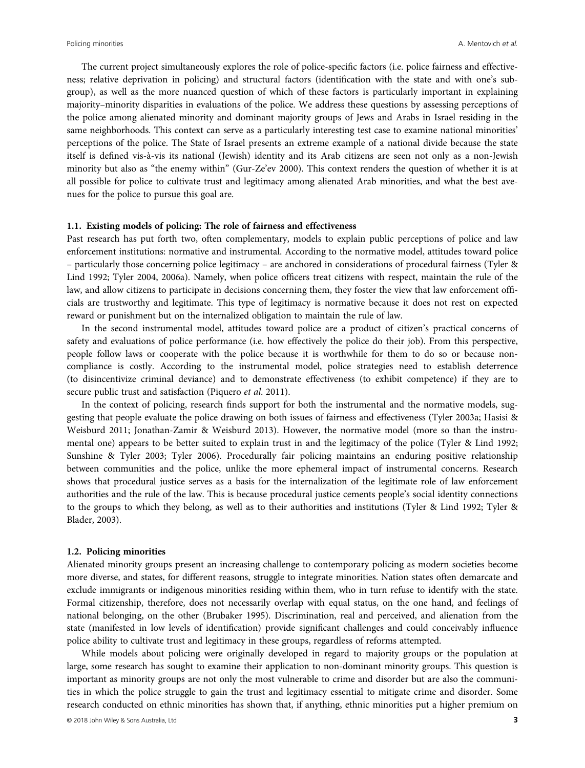The current project simultaneously explores the role of police-specific factors (i.e. police fairness and effectiveness; relative deprivation in policing) and structural factors (identification with the state and with one's subgroup), as well as the more nuanced question of which of these factors is particularly important in explaining majority–minority disparities in evaluations of the police. We address these questions by assessing perceptions of the police among alienated minority and dominant majority groups of Jews and Arabs in Israel residing in the same neighborhoods. This context can serve as a particularly interesting test case to examine national minorities' perceptions of the police. The State of Israel presents an extreme example of a national divide because the state itself is defined vis-à-vis its national (Jewish) identity and its Arab citizens are seen not only as a non-Jewish minority but also as "the enemy within" (Gur-Ze'ev 2000). This context renders the question of whether it is at all possible for police to cultivate trust and legitimacy among alienated Arab minorities, and what the best avenues for the police to pursue this goal are.

### 1.1. Existing models of policing: The role of fairness and effectiveness

Past research has put forth two, often complementary, models to explain public perceptions of police and law enforcement institutions: normative and instrumental. According to the normative model, attitudes toward police – particularly those concerning police legitimacy – are anchored in considerations of procedural fairness (Tyler & Lind 1992; Tyler 2004, 2006a). Namely, when police officers treat citizens with respect, maintain the rule of the law, and allow citizens to participate in decisions concerning them, they foster the view that law enforcement officials are trustworthy and legitimate. This type of legitimacy is normative because it does not rest on expected reward or punishment but on the internalized obligation to maintain the rule of law.

In the second instrumental model, attitudes toward police are a product of citizen's practical concerns of safety and evaluations of police performance (i.e. how effectively the police do their job). From this perspective, people follow laws or cooperate with the police because it is worthwhile for them to do so or because noncompliance is costly. According to the instrumental model, police strategies need to establish deterrence (to disincentivize criminal deviance) and to demonstrate effectiveness (to exhibit competence) if they are to secure public trust and satisfaction (Piquero *et al.* 2011).

In the context of policing, research finds support for both the instrumental and the normative models, suggesting that people evaluate the police drawing on both issues of fairness and effectiveness (Tyler 2003a; Hasisi & Weisburd 2011; Jonathan-Zamir & Weisburd 2013). However, the normative model (more so than the instrumental one) appears to be better suited to explain trust in and the legitimacy of the police (Tyler & Lind 1992; Sunshine & Tyler 2003; Tyler 2006). Procedurally fair policing maintains an enduring positive relationship between communities and the police, unlike the more ephemeral impact of instrumental concerns. Research shows that procedural justice serves as a basis for the internalization of the legitimate role of law enforcement authorities and the rule of the law. This is because procedural justice cements people's social identity connections to the groups to which they belong, as well as to their authorities and institutions (Tyler & Lind 1992; Tyler & Blader, 2003).

### 1.2. Policing minorities

Alienated minority groups present an increasing challenge to contemporary policing as modern societies become more diverse, and states, for different reasons, struggle to integrate minorities. Nation states often demarcate and exclude immigrants or indigenous minorities residing within them, who in turn refuse to identify with the state. Formal citizenship, therefore, does not necessarily overlap with equal status, on the one hand, and feelings of national belonging, on the other (Brubaker 1995). Discrimination, real and perceived, and alienation from the state (manifested in low levels of identification) provide significant challenges and could conceivably influence police ability to cultivate trust and legitimacy in these groups, regardless of reforms attempted.

While models about policing were originally developed in regard to majority groups or the population at large, some research has sought to examine their application to non-dominant minority groups. This question is important as minority groups are not only the most vulnerable to crime and disorder but are also the communities in which the police struggle to gain the trust and legitimacy essential to mitigate crime and disorder. Some research conducted on ethnic minorities has shown that, if anything, ethnic minorities put a higher premium on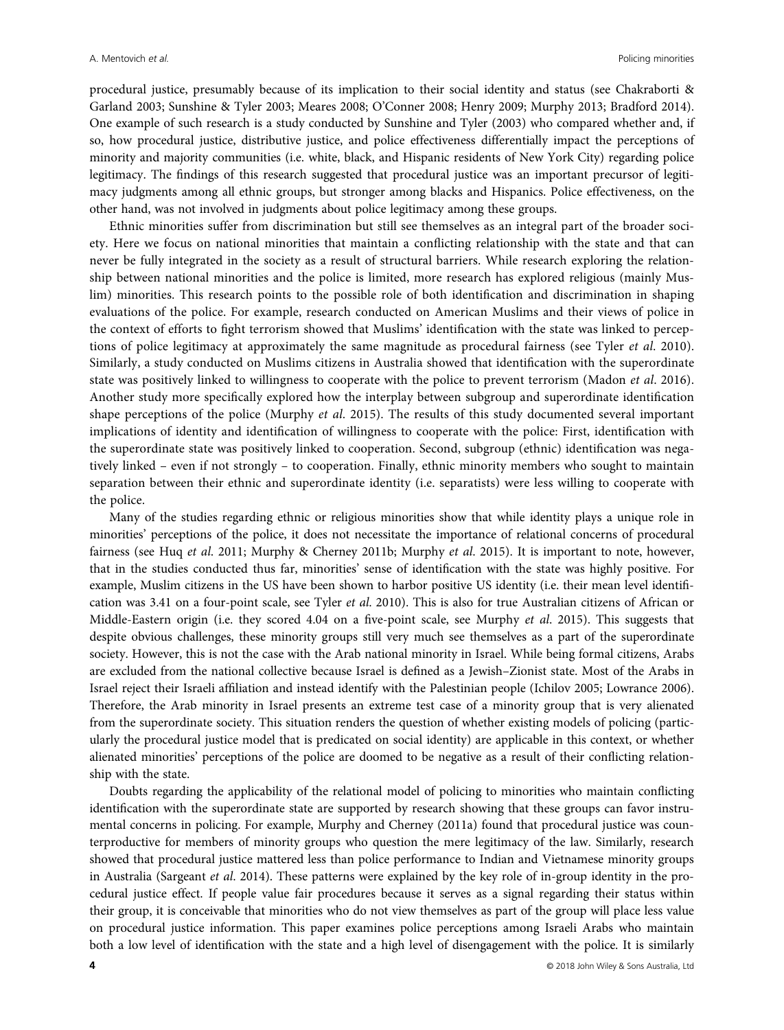procedural justice, presumably because of its implication to their social identity and status (see Chakraborti & Garland 2003; Sunshine & Tyler 2003; Meares 2008; O'Conner 2008; Henry 2009; Murphy 2013; Bradford 2014). One example of such research is a study conducted by Sunshine and Tyler (2003) who compared whether and, if so, how procedural justice, distributive justice, and police effectiveness differentially impact the perceptions of minority and majority communities (i.e. white, black, and Hispanic residents of New York City) regarding police legitimacy. The findings of this research suggested that procedural justice was an important precursor of legitimacy judgments among all ethnic groups, but stronger among blacks and Hispanics. Police effectiveness, on the other hand, was not involved in judgments about police legitimacy among these groups.

Ethnic minorities suffer from discrimination but still see themselves as an integral part of the broader society. Here we focus on national minorities that maintain a conflicting relationship with the state and that can never be fully integrated in the society as a result of structural barriers. While research exploring the relationship between national minorities and the police is limited, more research has explored religious (mainly Muslim) minorities. This research points to the possible role of both identification and discrimination in shaping evaluations of the police. For example, research conducted on American Muslims and their views of police in the context of efforts to fight terrorism showed that Muslims' identification with the state was linked to perceptions of police legitimacy at approximately the same magnitude as procedural fairness (see Tyler *et al.* 2010). Similarly, a study conducted on Muslims citizens in Australia showed that identification with the superordinate state was positively linked to willingness to cooperate with the police to prevent terrorism (Madon *et al.* 2016). Another study more specifically explored how the interplay between subgroup and superordinate identification shape perceptions of the police (Murphy *et al.* 2015). The results of this study documented several important implications of identity and identification of willingness to cooperate with the police: First, identification with the superordinate state was positively linked to cooperation. Second, subgroup (ethnic) identification was negatively linked – even if not strongly – to cooperation. Finally, ethnic minority members who sought to maintain separation between their ethnic and superordinate identity (i.e. separatists) were less willing to cooperate with the police.

Many of the studies regarding ethnic or religious minorities show that while identity plays a unique role in minorities' perceptions of the police, it does not necessitate the importance of relational concerns of procedural fairness (see Huq *et al.* 2011; Murphy & Cherney 2011b; Murphy *et al.* 2015). It is important to note, however, that in the studies conducted thus far, minorities' sense of identification with the state was highly positive. For example, Muslim citizens in the US have been shown to harbor positive US identity (i.e. their mean level identification was 3.41 on a four-point scale, see Tyler *et al.* 2010). This is also for true Australian citizens of African or Middle-Eastern origin (i.e. they scored 4.04 on a five-point scale, see Murphy *et al.* 2015). This suggests that despite obvious challenges, these minority groups still very much see themselves as a part of the superordinate society. However, this is not the case with the Arab national minority in Israel. While being formal citizens, Arabs are excluded from the national collective because Israel is defined as a Jewish–Zionist state. Most of the Arabs in Israel reject their Israeli affiliation and instead identify with the Palestinian people (Ichilov 2005; Lowrance 2006). Therefore, the Arab minority in Israel presents an extreme test case of a minority group that is very alienated from the superordinate society. This situation renders the question of whether existing models of policing (particularly the procedural justice model that is predicated on social identity) are applicable in this context, or whether alienated minorities' perceptions of the police are doomed to be negative as a result of their conflicting relationship with the state.

Doubts regarding the applicability of the relational model of policing to minorities who maintain conflicting identification with the superordinate state are supported by research showing that these groups can favor instrumental concerns in policing. For example, Murphy and Cherney (2011a) found that procedural justice was counterproductive for members of minority groups who question the mere legitimacy of the law. Similarly, research showed that procedural justice mattered less than police performance to Indian and Vietnamese minority groups in Australia (Sargeant *et al.* 2014). These patterns were explained by the key role of in-group identity in the procedural justice effect. If people value fair procedures because it serves as a signal regarding their status within their group, it is conceivable that minorities who do not view themselves as part of the group will place less value on procedural justice information. This paper examines police perceptions among Israeli Arabs who maintain both a low level of identification with the state and a high level of disengagement with the police. It is similarly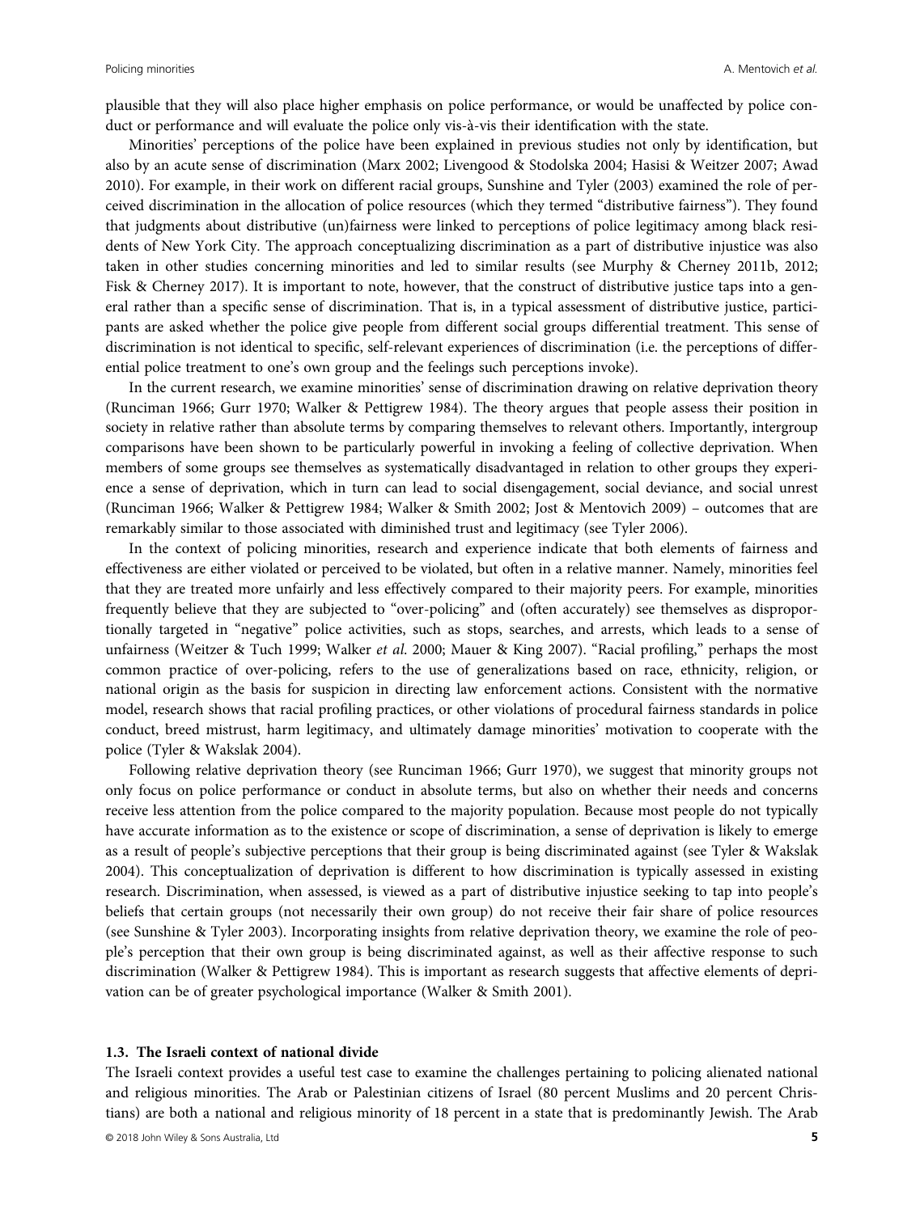plausible that they will also place higher emphasis on police performance, or would be unaffected by police conduct or performance and will evaluate the police only vis-à-vis their identification with the state.

Minorities' perceptions of the police have been explained in previous studies not only by identification, but also by an acute sense of discrimination (Marx 2002; Livengood & Stodolska 2004; Hasisi & Weitzer 2007; Awad 2010). For example, in their work on different racial groups, Sunshine and Tyler (2003) examined the role of perceived discrimination in the allocation of police resources (which they termed "distributive fairness"). They found that judgments about distributive (un)fairness were linked to perceptions of police legitimacy among black residents of New York City. The approach conceptualizing discrimination as a part of distributive injustice was also taken in other studies concerning minorities and led to similar results (see Murphy & Cherney 2011b, 2012; Fisk & Cherney 2017). It is important to note, however, that the construct of distributive justice taps into a general rather than a specific sense of discrimination. That is, in a typical assessment of distributive justice, participants are asked whether the police give people from different social groups differential treatment. This sense of discrimination is not identical to specific, self-relevant experiences of discrimination (i.e. the perceptions of differential police treatment to one's own group and the feelings such perceptions invoke).

In the current research, we examine minorities' sense of discrimination drawing on relative deprivation theory (Runciman 1966; Gurr 1970; Walker & Pettigrew 1984). The theory argues that people assess their position in society in relative rather than absolute terms by comparing themselves to relevant others. Importantly, intergroup comparisons have been shown to be particularly powerful in invoking a feeling of collective deprivation. When members of some groups see themselves as systematically disadvantaged in relation to other groups they experience a sense of deprivation, which in turn can lead to social disengagement, social deviance, and social unrest (Runciman 1966; Walker & Pettigrew 1984; Walker & Smith 2002; Jost & Mentovich 2009) – outcomes that are remarkably similar to those associated with diminished trust and legitimacy (see Tyler 2006).

In the context of policing minorities, research and experience indicate that both elements of fairness and effectiveness are either violated or perceived to be violated, but often in a relative manner. Namely, minorities feel that they are treated more unfairly and less effectively compared to their majority peers. For example, minorities frequently believe that they are subjected to "over-policing" and (often accurately) see themselves as disproportionally targeted in "negative" police activities, such as stops, searches, and arrests, which leads to a sense of unfairness (Weitzer & Tuch 1999; Walker *et al.* 2000; Mauer & King 2007). "Racial profiling," perhaps the most common practice of over-policing, refers to the use of generalizations based on race, ethnicity, religion, or national origin as the basis for suspicion in directing law enforcement actions. Consistent with the normative model, research shows that racial profiling practices, or other violations of procedural fairness standards in police conduct, breed mistrust, harm legitimacy, and ultimately damage minorities' motivation to cooperate with the police (Tyler & Wakslak 2004).

Following relative deprivation theory (see Runciman 1966; Gurr 1970), we suggest that minority groups not only focus on police performance or conduct in absolute terms, but also on whether their needs and concerns receive less attention from the police compared to the majority population. Because most people do not typically have accurate information as to the existence or scope of discrimination, a sense of deprivation is likely to emerge as a result of people's subjective perceptions that their group is being discriminated against (see Tyler & Wakslak 2004). This conceptualization of deprivation is different to how discrimination is typically assessed in existing research. Discrimination, when assessed, is viewed as a part of distributive injustice seeking to tap into people's beliefs that certain groups (not necessarily their own group) do not receive their fair share of police resources (see Sunshine & Tyler 2003). Incorporating insights from relative deprivation theory, we examine the role of people's perception that their own group is being discriminated against, as well as their affective response to such discrimination (Walker & Pettigrew 1984). This is important as research suggests that affective elements of deprivation can be of greater psychological importance (Walker & Smith 2001).

### 1.3. The Israeli context of national divide

The Israeli context provides a useful test case to examine the challenges pertaining to policing alienated national and religious minorities. The Arab or Palestinian citizens of Israel (80 percent Muslims and 20 percent Christians) are both a national and religious minority of 18 percent in a state that is predominantly Jewish. The Arab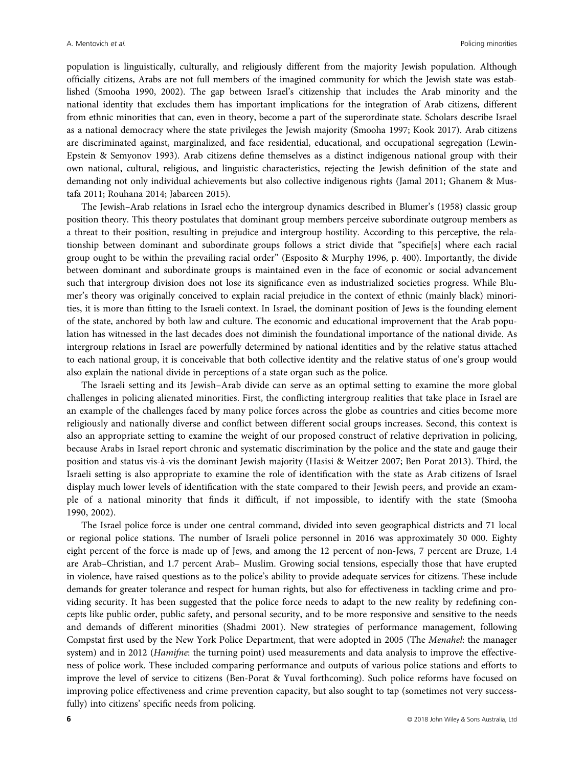population is linguistically, culturally, and religiously different from the majority Jewish population. Although officially citizens, Arabs are not full members of the imagined community for which the Jewish state was established (Smooha 1990, 2002). The gap between Israel's citizenship that includes the Arab minority and the national identity that excludes them has important implications for the integration of Arab citizens, different from ethnic minorities that can, even in theory, become a part of the superordinate state. Scholars describe Israel as a national democracy where the state privileges the Jewish majority (Smooha 1997; Kook 2017). Arab citizens are discriminated against, marginalized, and face residential, educational, and occupational segregation (Lewin-Epstein & Semyonov 1993). Arab citizens define themselves as a distinct indigenous national group with their own national, cultural, religious, and linguistic characteristics, rejecting the Jewish definition of the state and demanding not only individual achievements but also collective indigenous rights (Jamal 2011; Ghanem & Mustafa 2011; Rouhana 2014; Jabareen 2015).

The Jewish–Arab relations in Israel echo the intergroup dynamics described in Blumer's (1958) classic group position theory. This theory postulates that dominant group members perceive subordinate outgroup members as a threat to their position, resulting in prejudice and intergroup hostility. According to this perceptive, the relationship between dominant and subordinate groups follows a strict divide that "specifie[s] where each racial group ought to be within the prevailing racial order" (Esposito & Murphy 1996, p. 400). Importantly, the divide between dominant and subordinate groups is maintained even in the face of economic or social advancement such that intergroup division does not lose its significance even as industrialized societies progress. While Blumer's theory was originally conceived to explain racial prejudice in the context of ethnic (mainly black) minorities, it is more than fitting to the Israeli context. In Israel, the dominant position of Jews is the founding element of the state, anchored by both law and culture. The economic and educational improvement that the Arab population has witnessed in the last decades does not diminish the foundational importance of the national divide. As intergroup relations in Israel are powerfully determined by national identities and by the relative status attached to each national group, it is conceivable that both collective identity and the relative status of one's group would also explain the national divide in perceptions of a state organ such as the police.

The Israeli setting and its Jewish–Arab divide can serve as an optimal setting to examine the more global challenges in policing alienated minorities. First, the conflicting intergroup realities that take place in Israel are an example of the challenges faced by many police forces across the globe as countries and cities become more religiously and nationally diverse and conflict between different social groups increases. Second, this context is also an appropriate setting to examine the weight of our proposed construct of relative deprivation in policing, because Arabs in Israel report chronic and systematic discrimination by the police and the state and gauge their position and status vis-à-vis the dominant Jewish majority (Hasisi & Weitzer 2007; Ben Porat 2013). Third, the Israeli setting is also appropriate to examine the role of identification with the state as Arab citizens of Israel display much lower levels of identification with the state compared to their Jewish peers, and provide an example of a national minority that finds it difficult, if not impossible, to identify with the state (Smooha 1990, 2002).

The Israel police force is under one central command, divided into seven geographical districts and 71 local or regional police stations. The number of Israeli police personnel in 2016 was approximately 30 000. Eighty eight percent of the force is made up of Jews, and among the 12 percent of non-Jews, 7 percent are Druze, 1.4 are Arab–Christian, and 1.7 percent Arab– Muslim. Growing social tensions, especially those that have erupted in violence, have raised questions as to the police's ability to provide adequate services for citizens. These include demands for greater tolerance and respect for human rights, but also for effectiveness in tackling crime and providing security. It has been suggested that the police force needs to adapt to the new reality by redefining concepts like public order, public safety, and personal security, and to be more responsive and sensitive to the needs and demands of different minorities (Shadmi 2001). New strategies of performance management, following Compstat first used by the New York Police Department, that were adopted in 2005 (The *Menahel*: the manager system) and in 2012 (*Hamifne*: the turning point) used measurements and data analysis to improve the effectiveness of police work. These included comparing performance and outputs of various police stations and efforts to improve the level of service to citizens (Ben-Porat & Yuval forthcoming). Such police reforms have focused on improving police effectiveness and crime prevention capacity, but also sought to tap (sometimes not very successfully) into citizens' specific needs from policing.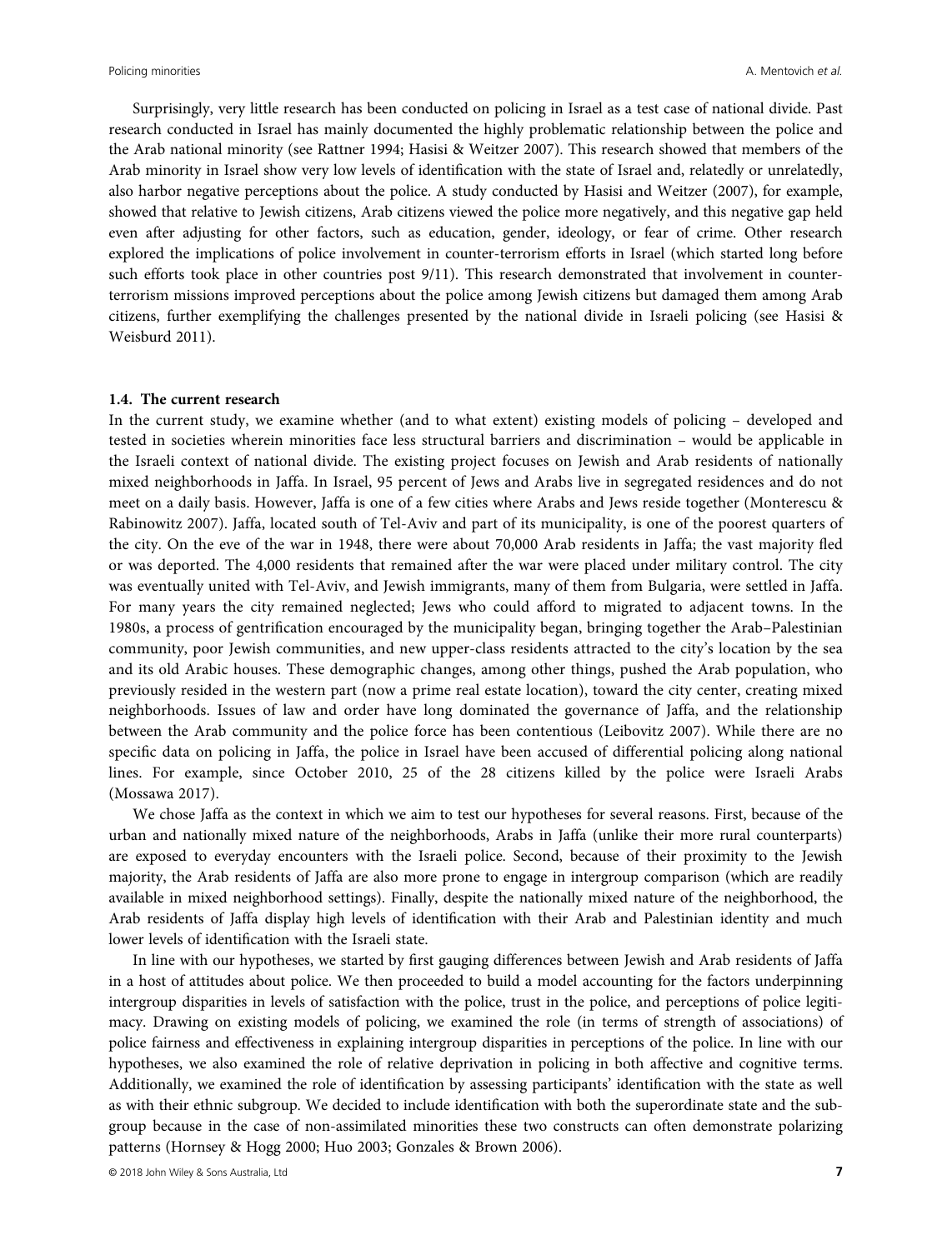Surprisingly, very little research has been conducted on policing in Israel as a test case of national divide. Past research conducted in Israel has mainly documented the highly problematic relationship between the police and the Arab national minority (see Rattner 1994; Hasisi & Weitzer 2007). This research showed that members of the Arab minority in Israel show very low levels of identification with the state of Israel and, relatedly or unrelatedly, also harbor negative perceptions about the police. A study conducted by Hasisi and Weitzer (2007), for example, showed that relative to Jewish citizens, Arab citizens viewed the police more negatively, and this negative gap held even after adjusting for other factors, such as education, gender, ideology, or fear of crime. Other research explored the implications of police involvement in counter-terrorism efforts in Israel (which started long before such efforts took place in other countries post 9/11). This research demonstrated that involvement in counter-terrorism missions improved perceptions about the police among Jewish citizens but damaged them among Arab citizens, further exemplifying the challenges presented by the national divide in Israeli policing (see Hasisi & Weisburd 2011).

### 1.4. The current research

In the current study, we examine whether (and to what extent) existing models of policing – developed and tested in societies wherein minorities face less structural barriers and discrimination – would be applicable in the Israeli context of national divide. The existing project focuses on Jewish and Arab residents of nationally mixed neighborhoods in Jaffa. In Israel, 95 percent of Jews and Arabs live in segregated residences and do not meet on a daily basis. However, Jaffa is one of a few cities where Arabs and Jews reside together (Monterescu & Rabinowitz 2007). Jaffa, located south of Tel-Aviv and part of its municipality, is one of the poorest quarters of the city. On the eve of the war in 1948, there were about 70,000 Arab residents in Jaffa; the vast majority fled or was deported. The 4,000 residents that remained after the war were placed under military control. The city was eventually united with Tel-Aviv, and Jewish immigrants, many of them from Bulgaria, were settled in Jaffa. For many years the city remained neglected; Jews who could afford to migrated to adjacent towns. In the 1980s, a process of gentrification encouraged by the municipality began, bringing together the Arab–Palestinian community, poor Jewish communities, and new upper-class residents attracted to the city's location by the sea and its old Arabic houses. These demographic changes, among other things, pushed the Arab population, who previously resided in the western part (now a prime real estate location), toward the city center, creating mixed neighborhoods. Issues of law and order have long dominated the governance of Jaffa, and the relationship between the Arab community and the police force has been contentious (Leibovitz 2007). While there are no specific data on policing in Jaffa, the police in Israel have been accused of differential policing along national lines. For example, since October 2010, 25 of the 28 citizens killed by the police were Israeli Arabs (Mossawa 2017).

We chose Jaffa as the context in which we aim to test our hypotheses for several reasons. First, because of the urban and nationally mixed nature of the neighborhoods, Arabs in Jaffa (unlike their more rural counterparts) are exposed to everyday encounters with the Israeli police. Second, because of their proximity to the Jewish majority, the Arab residents of Jaffa are also more prone to engage in intergroup comparison (which are readily available in mixed neighborhood settings). Finally, despite the nationally mixed nature of the neighborhood, the Arab residents of Jaffa display high levels of identification with their Arab and Palestinian identity and much lower levels of identification with the Israeli state.

In line with our hypotheses, we started by first gauging differences between Jewish and Arab residents of Jaffa in a host of attitudes about police. We then proceeded to build a model accounting for the factors underpinning intergroup disparities in levels of satisfaction with the police, trust in the police, and perceptions of police legitimacy. Drawing on existing models of policing, we examined the role (in terms of strength of associations) of police fairness and effectiveness in explaining intergroup disparities in perceptions of the police. In line with our hypotheses, we also examined the role of relative deprivation in policing in both affective and cognitive terms. Additionally, we examined the role of identification by assessing participants' identification with the state as well as with their ethnic subgroup. We decided to include identification with both the superordinate state and the subgroup because in the case of non-assimilated minorities these two constructs can often demonstrate polarizing patterns (Hornsey & Hogg 2000; Huo 2003; Gonzales & Brown 2006).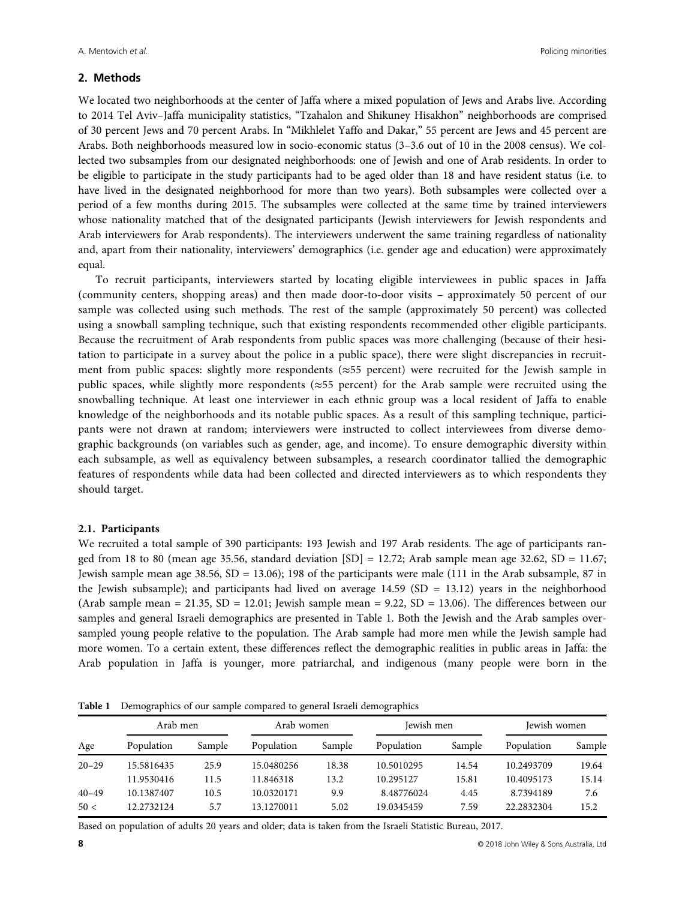## 2. Methods

We located two neighborhoods at the center of Jaffa where a mixed population of Jews and Arabs live. According to 2014 Tel Aviv–Jaffa municipality statistics, "Tzahalon and Shikuney Hisakhon" neighborhoods are comprised of 30 percent Jews and 70 percent Arabs. In "Mikhlelet Yaffo and Dakar," 55 percent are Jews and 45 percent are Arabs. Both neighborhoods measured low in socio-economic status (3–3.6 out of 10 in the 2008 census). We collected two subsamples from our designated neighborhoods: one of Jewish and one of Arab residents. In order to be eligible to participate in the study participants had to be aged older than 18 and have resident status (i.e. to have lived in the designated neighborhood for more than two years). Both subsamples were collected over a period of a few months during 2015. The subsamples were collected at the same time by trained interviewers whose nationality matched that of the designated participants (Jewish interviewers for Jewish respondents and Arab interviewers for Arab respondents). The interviewers underwent the same training regardless of nationality and, apart from their nationality, interviewers' demographics (i.e. gender age and education) were approximately equal.

To recruit participants, interviewers started by locating eligible interviewees in public spaces in Jaffa (community centers, shopping areas) and then made door-to-door visits – approximately 50 percent of our sample was collected using such methods. The rest of the sample (approximately 50 percent) was collected using a snowball sampling technique, such that existing respondents recommended other eligible participants. Because the recruitment of Arab respondents from public spaces was more challenging (because of their hesitation to participate in a survey about the police in a public space), there were slight discrepancies in recruitment from public spaces: slightly more respondents (≈55 percent) were recruited for the Jewish sample in public spaces, while slightly more respondents (≈55 percent) for the Arab sample were recruited using the snowballing technique. At least one interviewer in each ethnic group was a local resident of Jaffa to enable knowledge of the neighborhoods and its notable public spaces. As a result of this sampling technique, participants were not drawn at random; interviewers were instructed to collect interviewees from diverse demographic backgrounds (on variables such as gender, age, and income). To ensure demographic diversity within each subsample, as well as equivalency between subsamples, a research coordinator tallied the demographic features of respondents while data had been collected and directed interviewers as to which respondents they should target.

### 2.1. Participants

We recruited a total sample of 390 participants: 193 Jewish and 197 Arab residents. The age of participants ranged from 18 to 80 (mean age 35.56, standard deviation [SD] = 12.72; Arab sample mean age 32.62, SD = 11.67; Jewish sample mean age 38.56, SD = 13.06); 198 of the participants were male (111 in the Arab subsample, 87 in the Jewish subsample); and participants had lived on average 14.59 (SD = 13.12) years in the neighborhood (Arab sample mean = 21.35, SD = 12.01; Jewish sample mean = 9.22, SD = 13.06). The differences between our samples and general Israeli demographics are presented in Table 1. Both the Jewish and the Arab samples oversampled young people relative to the population. The Arab sample had more men while the Jewish sample had more women. To a certain extent, these differences reflect the demographic realities in public areas in Jaffa: the Arab population in Jaffa is younger, more patriarchal, and indigenous (many people were born in the

**Table 1** Demographics of our sample compared to general Israeli demographics

| | Arab men | | Arab women | | Jewish men | | Jewish women | |
|---|---|---|---|---|---|---|---|---|
| Age | Population | Sample | Population | Sample | Population | Sample | Population | Sample |
| 20–29 | 15.5816435 | 25.9 | 15.0480256 | 18.38 | 10.5010295 | 14.54 | 10.2493709 | 19.64 |
| | 11.9530416 | 11.5 | 11.846318 | 13.2 | 10.295127 | 15.81 | 10.4095173 | 15.14 |
| 40–49 | 10.1387407 | 10.5 | 10.0320171 | 9.9 | 8.48776024 | 4.45 | 8.7394189 | 7.6 |
| 50 < | 12.2732124 | 5.7 | 13.1270011 | 5.02 | 19.0345459 | 7.59 | 22.2832304 | 15.2 |

Based on population of adults 20 years and older; data is taken from the Israeli Statistic Bureau, 2017.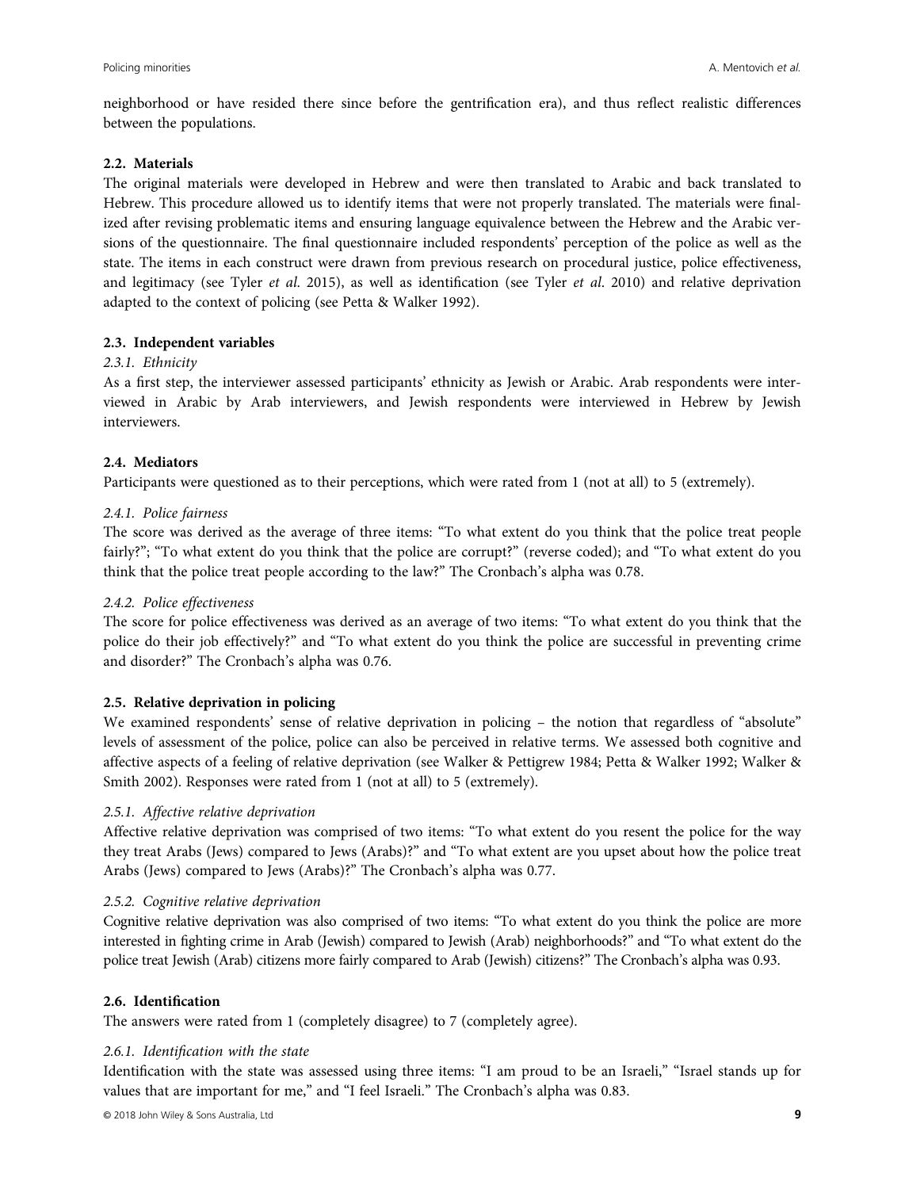neighborhood or have resided there since before the gentrification era), and thus reflect realistic differences between the populations.

### 2.2. Materials

The original materials were developed in Hebrew and were then translated to Arabic and back translated to Hebrew. This procedure allowed us to identify items that were not properly translated. The materials were finalized after revising problematic items and ensuring language equivalence between the Hebrew and the Arabic versions of the questionnaire. The final questionnaire included respondents' perception of the police as well as the state. The items in each construct were drawn from previous research on procedural justice, police effectiveness, and legitimacy (see Tyler *et al*. 2015), as well as identification (see Tyler *et al*. 2010) and relative deprivation adapted to the context of policing (see Petta & Walker 1992).

### 2.3. Independent variables

#### *2.3.1. Ethnicity*

As a first step, the interviewer assessed participants' ethnicity as Jewish or Arabic. Arab respondents were interviewed in Arabic by Arab interviewers, and Jewish respondents were interviewed in Hebrew by Jewish interviewers.

### 2.4. Mediators

Participants were questioned as to their perceptions, which were rated from 1 (not at all) to 5 (extremely).

#### *2.4.1. Police fairness*

The score was derived as the average of three items: "To what extent do you think that the police treat people fairly?"; "To what extent do you think that the police are corrupt?" (reverse coded); and "To what extent do you think that the police treat people according to the law?" The Cronbach's alpha was 0.78.

#### *2.4.2. Police effectiveness*

The score for police effectiveness was derived as an average of two items: "To what extent do you think that the police do their job effectively?" and "To what extent do you think the police are successful in preventing crime and disorder?" The Cronbach's alpha was 0.76.

### 2.5. Relative deprivation in policing

We examined respondents' sense of relative deprivation in policing – the notion that regardless of "absolute" levels of assessment of the police, police can also be perceived in relative terms. We assessed both cognitive and affective aspects of a feeling of relative deprivation (see Walker & Pettigrew 1984; Petta & Walker 1992; Walker & Smith 2002). Responses were rated from 1 (not at all) to 5 (extremely).

#### *2.5.1. Affective relative deprivation*

Affective relative deprivation was comprised of two items: "To what extent do you resent the police for the way they treat Arabs (Jews) compared to Jews (Arabs)?" and "To what extent are you upset about how the police treat Arabs (Jews) compared to Jews (Arabs)?" The Cronbach's alpha was 0.77.

#### *2.5.2. Cognitive relative deprivation*

Cognitive relative deprivation was also comprised of two items: "To what extent do you think the police are more interested in fighting crime in Arab (Jewish) compared to Jewish (Arab) neighborhoods?" and "To what extent do the police treat Jewish (Arab) citizens more fairly compared to Arab (Jewish) citizens?" The Cronbach's alpha was 0.93.

### 2.6. Identification

The answers were rated from 1 (completely disagree) to 7 (completely agree).

#### *2.6.1. Identification with the state*

Identification with the state was assessed using three items: "I am proud to be an Israeli," "Israel stands up for values that are important for me," and "I feel Israeli." The Cronbach's alpha was 0.83.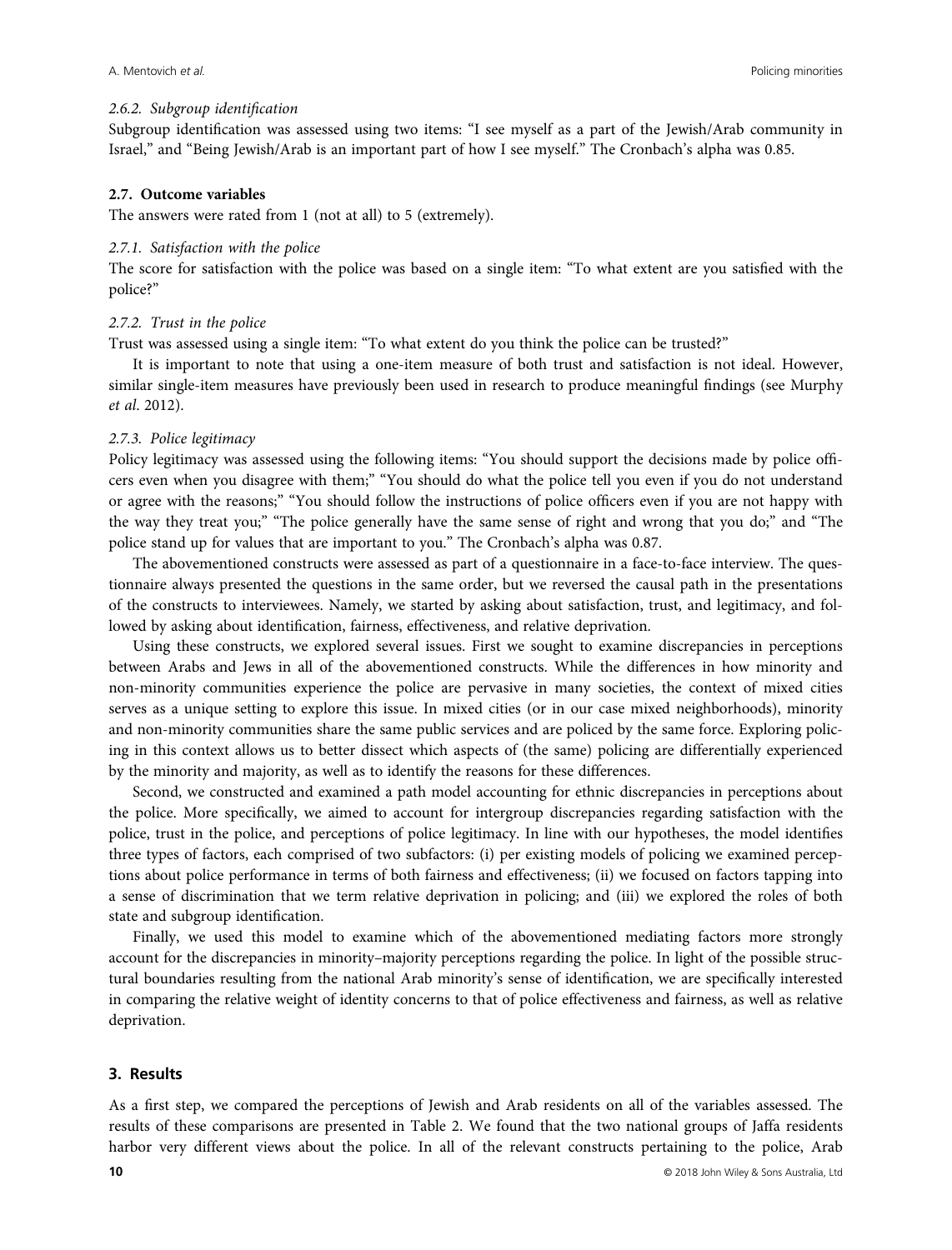#### 2.6.2. Subgroup identification

Subgroup identification was assessed using two items: "I see myself as a part of the Jewish/Arab community in Israel," and "Being Jewish/Arab is an important part of how I see myself." The Cronbach's alpha was 0.85.

### 2.7. Outcome variables

The answers were rated from 1 (not at all) to 5 (extremely).

#### 2.7.1. Satisfaction with the police

The score for satisfaction with the police was based on a single item: "To what extent are you satisfied with the police?"

#### 2.7.2. Trust in the police

Trust was assessed using a single item: "To what extent do you think the police can be trusted?"

It is important to note that using a one-item measure of both trust and satisfaction is not ideal. However, similar single-item measures have previously been used in research to produce meaningful findings (see Murphy *et al*. 2012).

#### 2.7.3. Police legitimacy

Policy legitimacy was assessed using the following items: "You should support the decisions made by police officers even when you disagree with them;" "You should do what the police tell you even if you do not understand or agree with the reasons;" "You should follow the instructions of police officers even if you are not happy with the way they treat you;" "The police generally have the same sense of right and wrong that you do;" and "The police stand up for values that are important to you." The Cronbach's alpha was 0.87.

The abovementioned constructs were assessed as part of a questionnaire in a face-to-face interview. The questionnaire always presented the questions in the same order, but we reversed the causal path in the presentations of the constructs to interviewees. Namely, we started by asking about satisfaction, trust, and legitimacy, and followed by asking about identification, fairness, effectiveness, and relative deprivation.

Using these constructs, we explored several issues. First we sought to examine discrepancies in perceptions between Arabs and Jews in all of the abovementioned constructs. While the differences in how minority and non-minority communities experience the police are pervasive in many societies, the context of mixed cities serves as a unique setting to explore this issue. In mixed cities (or in our case mixed neighborhoods), minority and non-minority communities share the same public services and are policed by the same force. Exploring policing in this context allows us to better dissect which aspects of (the same) policing are differentially experienced by the minority and majority, as well as to identify the reasons for these differences.

Second, we constructed and examined a path model accounting for ethnic discrepancies in perceptions about the police. More specifically, we aimed to account for intergroup discrepancies regarding satisfaction with the police, trust in the police, and perceptions of police legitimacy. In line with our hypotheses, the model identifies three types of factors, each comprised of two subfactors: (i) per existing models of policing we examined perceptions about police performance in terms of both fairness and effectiveness; (ii) we focused on factors tapping into a sense of discrimination that we term relative deprivation in policing; and (iii) we explored the roles of both state and subgroup identification.

Finally, we used this model to examine which of the abovementioned mediating factors more strongly account for the discrepancies in minority–majority perceptions regarding the police. In light of the possible structural boundaries resulting from the national Arab minority's sense of identification, we are specifically interested in comparing the relative weight of identity concerns to that of police effectiveness and fairness, as well as relative deprivation.

## 3. Results

As a first step, we compared the perceptions of Jewish and Arab residents on all of the variables assessed. The results of these comparisons are presented in Table 2. We found that the two national groups of Jaffa residents harbor very different views about the police. In all of the relevant constructs pertaining to the police, Arab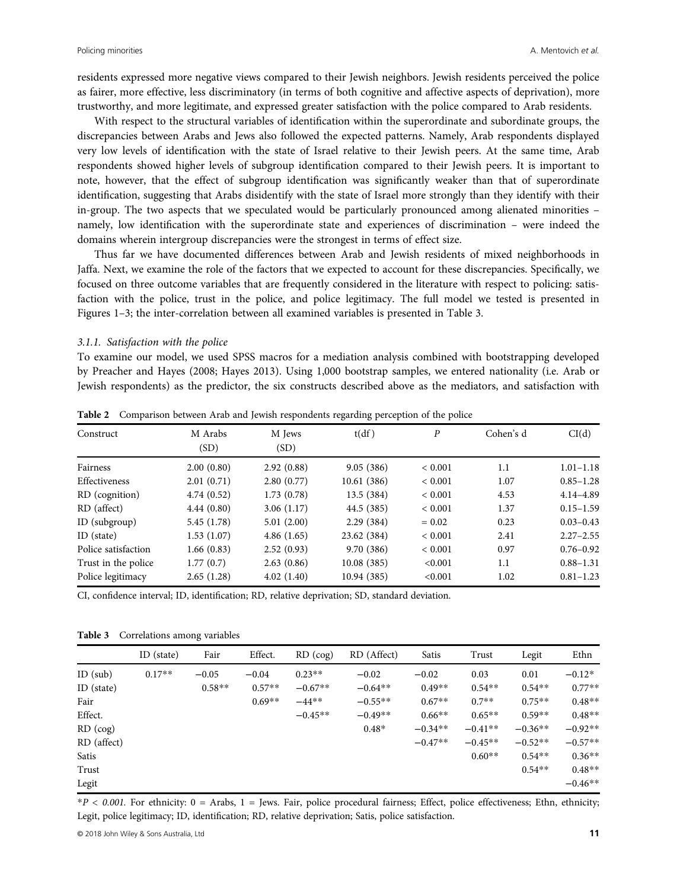residents expressed more negative views compared to their Jewish neighbors. Jewish residents perceived the police as fairer, more effective, less discriminatory (in terms of both cognitive and affective aspects of deprivation), more trustworthy, and more legitimate, and expressed greater satisfaction with the police compared to Arab residents.

With respect to the structural variables of identification within the superordinate and subordinate groups, the discrepancies between Arabs and Jews also followed the expected patterns. Namely, Arab respondents displayed very low levels of identification with the state of Israel relative to their Jewish peers. At the same time, Arab respondents showed higher levels of subgroup identification compared to their Jewish peers. It is important to note, however, that the effect of subgroup identification was significantly weaker than that of superordinate identification, suggesting that Arabs disidentify with the state of Israel more strongly than they identify with their in-group. The two aspects that we speculated would be particularly pronounced among alienated minorities – namely, low identification with the superordinate state and experiences of discrimination – were indeed the domains wherein intergroup discrepancies were the strongest in terms of effect size.

Thus far we have documented differences between Arab and Jewish residents of mixed neighborhoods in Jaffa. Next, we examine the role of the factors that we expected to account for these discrepancies. Specifically, we focused on three outcome variables that are frequently considered in the literature with respect to policing: satisfaction with the police, trust in the police, and police legitimacy. The full model we tested is presented in Figures 1–3; the inter-correlation between all examined variables is presented in Table 3.

### *3.1.1. Satisfaction with the police*

To examine our model, we used SPSS macros for a mediation analysis combined with bootstrapping developed by Preacher and Hayes (2008; Hayes 2013). Using 1,000 bootstrap samples, we entered nationality (i.e. Arab or Jewish respondents) as the predictor, the six constructs described above as the mediators, and satisfaction with

**Table 2** Comparison between Arab and Jewish respondents regarding perception of the police

| Construct | M Arabs (SD) | M Jews (SD) | t(df) | *P* | Cohen's d | CI(d) |
|---|---|---|---|---|---|---|
| Fairness | 2.00 (0.80) | 2.92 (0.88) | 9.05 (386) | < 0.001 | 1.1 | 1.01–1.18 |
| Effectiveness | 2.01 (0.71) | 2.80 (0.77) | 10.61 (386) | < 0.001 | 1.07 | 0.85–1.28 |
| RD (cognition) | 4.74 (0.52) | 1.73 (0.78) | 13.5 (384) | < 0.001 | 4.53 | 4.14–4.89 |
| RD (affect) | 4.44 (0.80) | 3.06 (1.17) | 44.5 (385) | < 0.001 | 1.37 | 0.15–1.59 |
| ID (subgroup) | 5.45 (1.78) | 5.01 (2.00) | 2.29 (384) | = 0.02 | 0.23 | 0.03–0.43 |
| ID (state) | 1.53 (1.07) | 4.86 (1.65) | 23.62 (384) | < 0.001 | 2.41 | 2.27–2.55 |
| Police satisfaction | 1.66 (0.83) | 2.52 (0.93) | 9.70 (386) | < 0.001 | 0.97 | 0.76–0.92 |
| Trust in the police | 1.77 (0.7) | 2.63 (0.86) | 10.08 (385) | <0.001 | 1.1 | 0.88–1.31 |
| Police legitimacy | 2.65 (1.28) | 4.02 (1.40) | 10.94 (385) | <0.001 | 1.02 | 0.81–1.23 |

CI, confidence interval; ID, identification; RD, relative deprivation; SD, standard deviation.

**Table 3** Correlations among variables

| | ID (state) | Fair | Effect. | RD (cog) | RD (Affect) | Satis | Trust | Legit | Ethn |
|---|---|---|---|---|---|---|---|---|---|
| ID (sub) | 0.17** | −0.05 | −0.04 | 0.23** | −0.02 | −0.02 | 0.03 | 0.01 | −0.12* |
| ID (state) | | 0.58** | 0.57** | −0.67** | −0.64** | 0.49** | 0.54** | 0.54** | 0.77** |
| Fair | | | 0.69** | −44** | −0.55** | 0.67** | 0.7** | 0.75** | 0.48** |
| Effect. | | | | −0.45** | −0.49** | 0.66** | 0.65** | 0.59** | 0.48** |
| RD (cog) | | | | | 0.48* | −0.34** | −0.41** | −0.36** | −0.92** |
| RD (affect) | | | | | | −0.47** | −0.45** | −0.52** | −0.57** |
| Satis | | | | | | | 0.60** | 0.54** | 0.36** |
| Trust | | | | | | | | 0.54** | 0.48** |
| Legit | | | | | | | | | −0.46** |

*$P < 0.001$. For ethnicity: 0 = Arabs, 1 = Jews. Fair, police procedural fairness; Effect, police effectiveness; Ethn, ethnicity; Legit, police legitimacy; ID, identification; RD, relative deprivation; Satis, police satisfaction.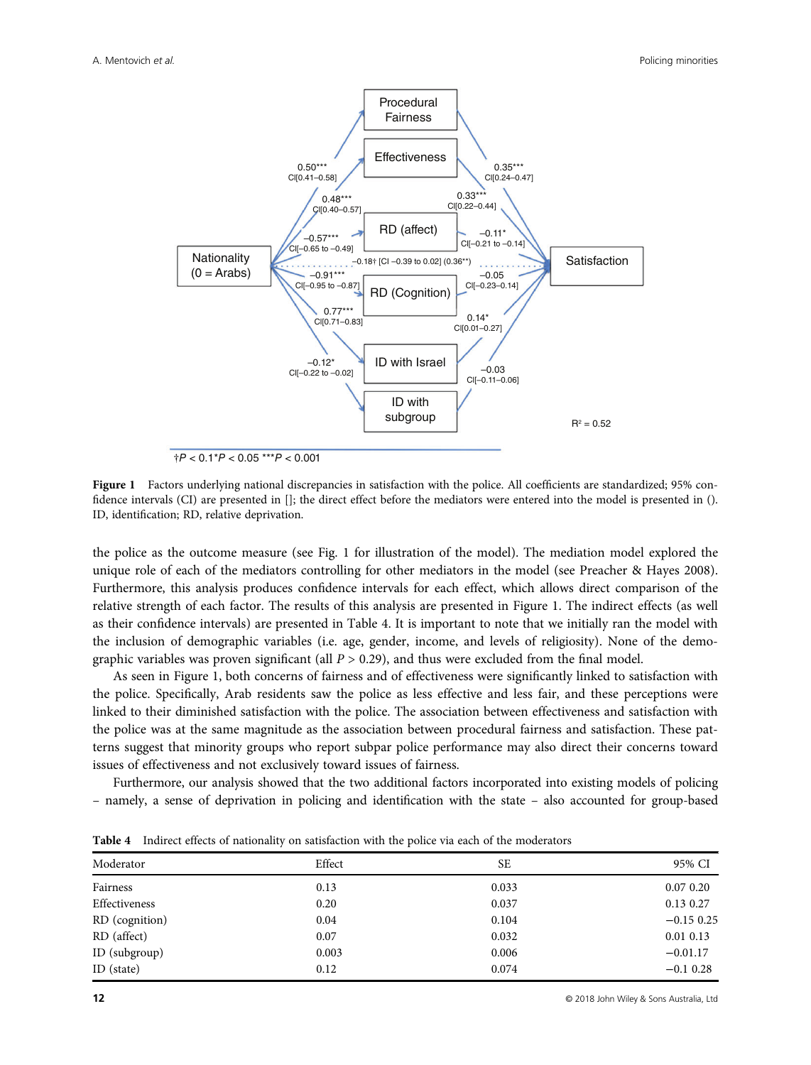Figure 1 Factors underlying national discrepancies in satisfaction with the police. All coefficients are standardized; 95% confidence intervals (CI) are presented in []; the direct effect before the mediators were entered into the model is presented in (). ID, identification; RD, relative deprivation.

the police as the outcome measure (see Fig. 1 for illustration of the model). The mediation model explored the unique role of each of the mediators controlling for other mediators in the model (see Preacher & Hayes 2008). Furthermore, this analysis produces confidence intervals for each effect, which allows direct comparison of the relative strength of each factor. The results of this analysis are presented in Figure 1. The indirect effects (as well as their confidence intervals) are presented in Table 4. It is important to note that we initially ran the model with the inclusion of demographic variables (i.e. age, gender, income, and levels of religiosity). None of the demographic variables was proven significant (all $P > 0.29$), and thus were excluded from the final model.

As seen in Figure 1, both concerns of fairness and of effectiveness were significantly linked to satisfaction with the police. Specifically, Arab residents saw the police as less effective and less fair, and these perceptions were linked to their diminished satisfaction with the police. The association between effectiveness and satisfaction with the police was at the same magnitude as the association between procedural fairness and satisfaction. These patterns suggest that minority groups who report subpar police performance may also direct their concerns toward issues of effectiveness and not exclusively toward issues of fairness.

Furthermore, our analysis showed that the two additional factors incorporated into existing models of policing – namely, a sense of deprivation in policing and identification with the state – also accounted for group-based

**Table 4** Indirect effects of nationality on satisfaction with the police via each of the moderators

| Moderator | Effect | SE | 95% CI |
|---|---|---|---|
| Fairness | 0.13 | 0.033 | 0.07 0.20 |
| Effectiveness | 0.20 | 0.037 | 0.13 0.27 |
| RD (cognition) | 0.04 | 0.104 | −0.15 0.25 |
| RD (affect) | 0.07 | 0.032 | 0.01 0.13 |
| ID (subgroup) | 0.003 | 0.006 | −0.01.17 |
| ID (state) | 0.12 | 0.074 | −0.1 0.28 |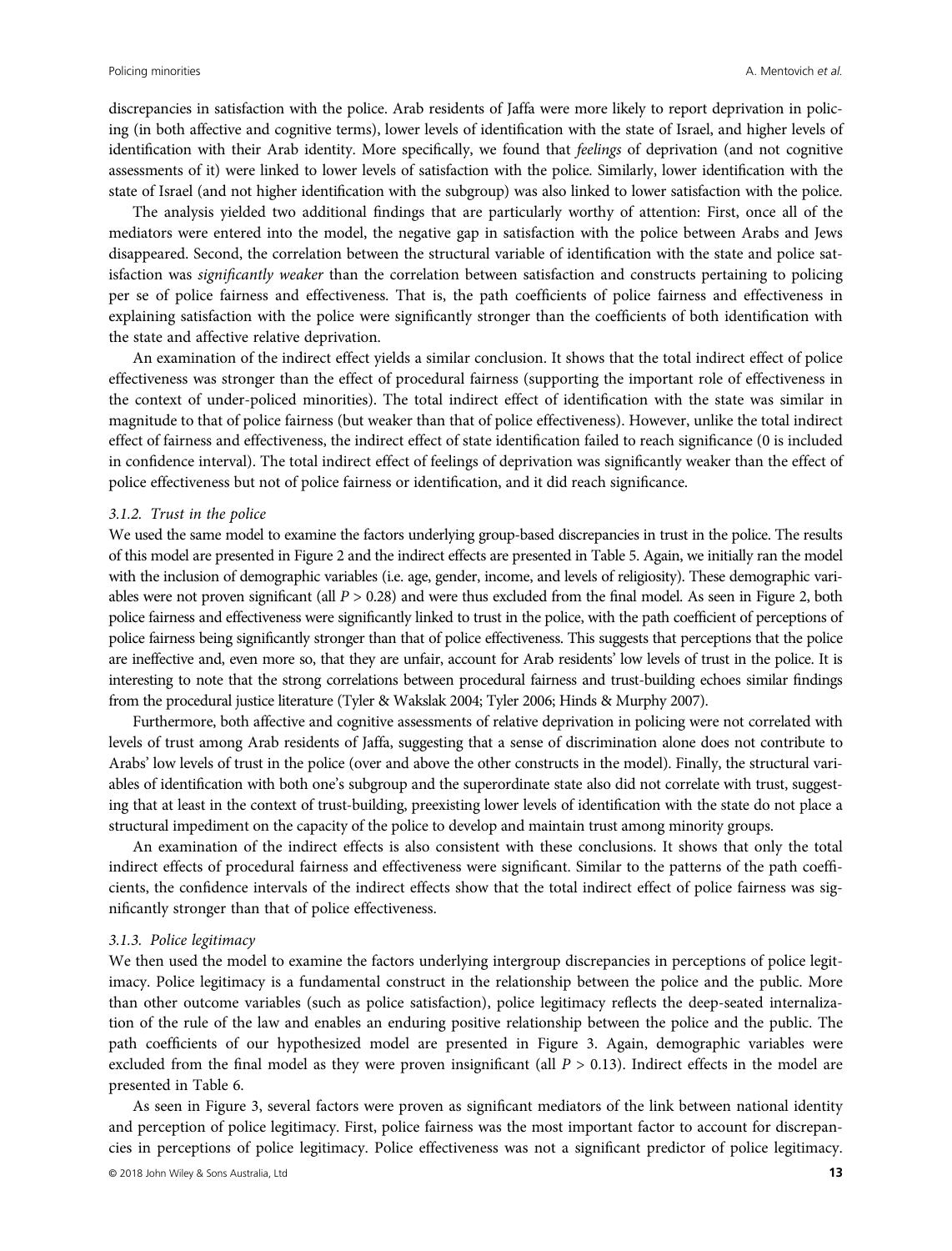discrepancies in satisfaction with the police. Arab residents of Jaffa were more likely to report deprivation in policing (in both affective and cognitive terms), lower levels of identification with the state of Israel, and higher levels of identification with their Arab identity. More specifically, we found that *feelings* of deprivation (and not cognitive assessments of it) were linked to lower levels of satisfaction with the police. Similarly, lower identification with the state of Israel (and not higher identification with the subgroup) was also linked to lower satisfaction with the police.

The analysis yielded two additional findings that are particularly worthy of attention: First, once all of the mediators were entered into the model, the negative gap in satisfaction with the police between Arabs and Jews disappeared. Second, the correlation between the structural variable of identification with the state and police satisfaction was *significantly weaker* than the correlation between satisfaction and constructs pertaining to policing per se of police fairness and effectiveness. That is, the path coefficients of police fairness and effectiveness in explaining satisfaction with the police were significantly stronger than the coefficients of both identification with the state and affective relative deprivation.

An examination of the indirect effect yields a similar conclusion. It shows that the total indirect effect of police effectiveness was stronger than the effect of procedural fairness (supporting the important role of effectiveness in the context of under-policed minorities). The total indirect effect of identification with the state was similar in magnitude to that of police fairness (but weaker than that of police effectiveness). However, unlike the total indirect effect of fairness and effectiveness, the indirect effect of state identification failed to reach significance (0 is included in confidence interval). The total indirect effect of feelings of deprivation was significantly weaker than the effect of police effectiveness but not of police fairness or identification, and it did reach significance.

#### 3.1.2. Trust in the police

We used the same model to examine the factors underlying group-based discrepancies in trust in the police. The results of this model are presented in Figure 2 and the indirect effects are presented in Table 5. Again, we initially ran the model with the inclusion of demographic variables (i.e. age, gender, income, and levels of religiosity). These demographic variables were not proven significant (all $P > 0.28$) and were thus excluded from the final model. As seen in Figure 2, both police fairness and effectiveness were significantly linked to trust in the police, with the path coefficient of perceptions of police fairness being significantly stronger than that of police effectiveness. This suggests that perceptions that the police are ineffective and, even more so, that they are unfair, account for Arab residents' low levels of trust in the police. It is interesting to note that the strong correlations between procedural fairness and trust-building echoes similar findings from the procedural justice literature (Tyler & Wakslak 2004; Tyler 2006; Hinds & Murphy 2007).

Furthermore, both affective and cognitive assessments of relative deprivation in policing were not correlated with levels of trust among Arab residents of Jaffa, suggesting that a sense of discrimination alone does not contribute to Arabs' low levels of trust in the police (over and above the other constructs in the model). Finally, the structural variables of identification with both one's subgroup and the superordinate state also did not correlate with trust, suggesting that at least in the context of trust-building, preexisting lower levels of identification with the state do not place a structural impediment on the capacity of the police to develop and maintain trust among minority groups.

An examination of the indirect effects is also consistent with these conclusions. It shows that only the total indirect effects of procedural fairness and effectiveness were significant. Similar to the patterns of the path coefficients, the confidence intervals of the indirect effects show that the total indirect effect of police fairness was significantly stronger than that of police effectiveness.

#### 3.1.3. Police legitimacy

We then used the model to examine the factors underlying intergroup discrepancies in perceptions of police legitimacy. Police legitimacy is a fundamental construct in the relationship between the police and the public. More than other outcome variables (such as police satisfaction), police legitimacy reflects the deep-seated internalization of the rule of the law and enables an enduring positive relationship between the police and the public. The path coefficients of our hypothesized model are presented in Figure 3. Again, demographic variables were excluded from the final model as they were proven insignificant (all $P > 0.13$). Indirect effects in the model are presented in Table 6.

As seen in Figure 3, several factors were proven as significant mediators of the link between national identity and perception of police legitimacy. First, police fairness was the most important factor to account for discrepancies in perceptions of police legitimacy. Police effectiveness was not a significant predictor of police legitimacy.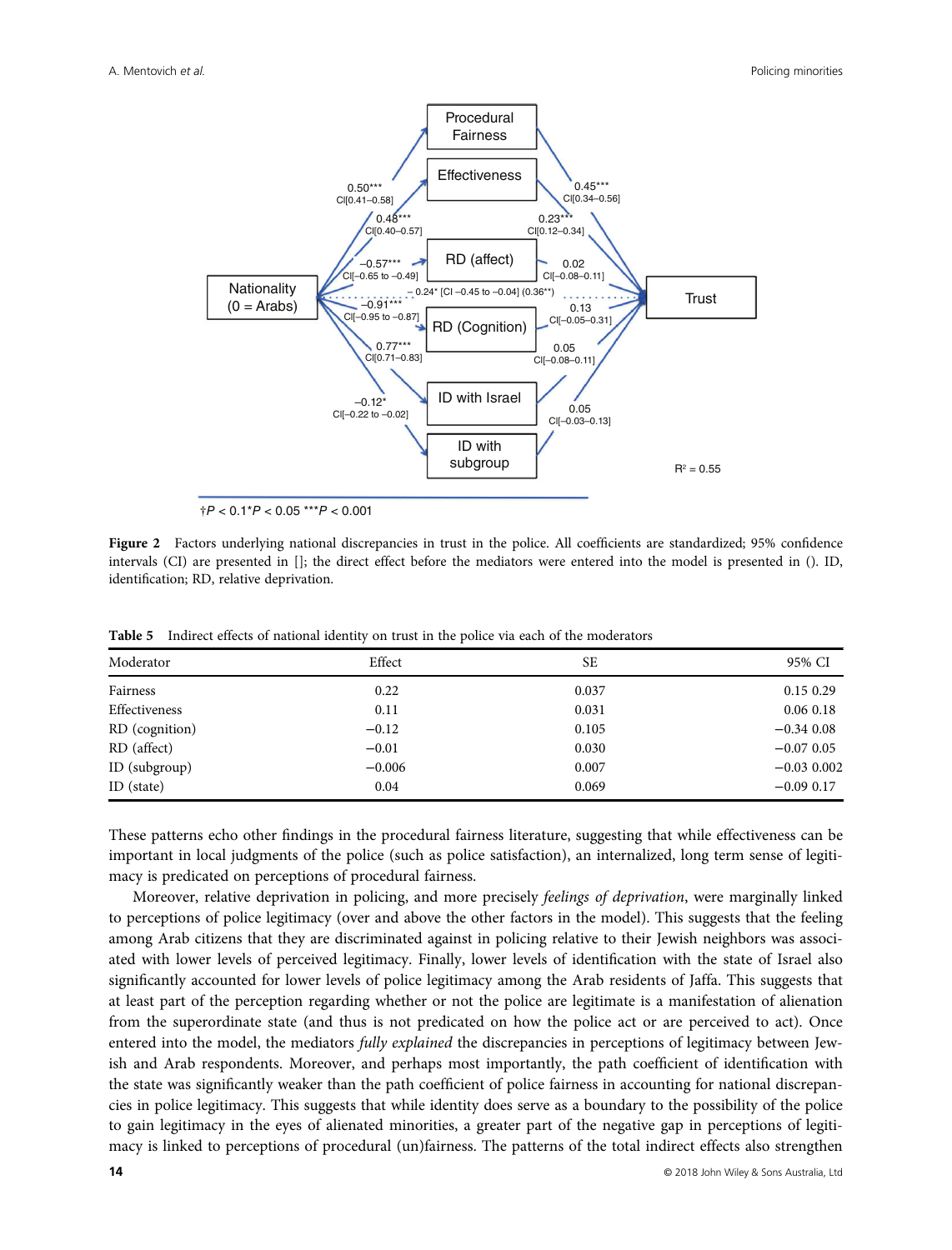†$P < 0.1$*$P < 0.05$ ***$P < 0.001$

**Figure 2** Factors underlying national discrepancies in trust in the police. All coefficients are standardized; 95% confidence intervals (CI) are presented in []; the direct effect before the mediators were entered into the model is presented in (). ID, identification; RD, relative deprivation.

**Table 5** Indirect effects of national identity on trust in the police via each of the moderators

| Moderator | Effect | SE | 95% CI |
|---|---|---|---|
| Fairness | 0.22 | 0.037 | 0.15 0.29 |
| Effectiveness | 0.11 | 0.031 | 0.06 0.18 |
| RD (cognition) | −0.12 | 0.105 | −0.34 0.08 |
| RD (affect) | −0.01 | 0.030 | −0.07 0.05 |
| ID (subgroup) | −0.006 | 0.007 | −0.03 0.002 |
| ID (state) | 0.04 | 0.069 | −0.09 0.17 |

These patterns echo other findings in the procedural fairness literature, suggesting that while effectiveness can be important in local judgments of the police (such as police satisfaction), an internalized, long term sense of legitimacy is predicated on perceptions of procedural fairness.

Moreover, relative deprivation in policing, and more precisely *feelings of deprivation*, were marginally linked to perceptions of police legitimacy (over and above the other factors in the model). This suggests that the feeling among Arab citizens that they are discriminated against in policing relative to their Jewish neighbors was associated with lower levels of perceived legitimacy. Finally, lower levels of identification with the state of Israel also significantly accounted for lower levels of police legitimacy among the Arab residents of Jaffa. This suggests that at least part of the perception regarding whether or not the police are legitimate is a manifestation of alienation from the superordinate state (and thus is not predicated on how the police act or are perceived to act). Once entered into the model, the mediators *fully explained* the discrepancies in perceptions of legitimacy between Jewish and Arab respondents. Moreover, and perhaps most importantly, the path coefficient of identification with the state was significantly weaker than the path coefficient of police fairness in accounting for national discrepancies in police legitimacy. This suggests that while identity does serve as a boundary to the possibility of the police to gain legitimacy in the eyes of alienated minorities, a greater part of the negative gap in perceptions of legitimacy is linked to perceptions of procedural (un)fairness. The patterns of the total indirect effects also strengthen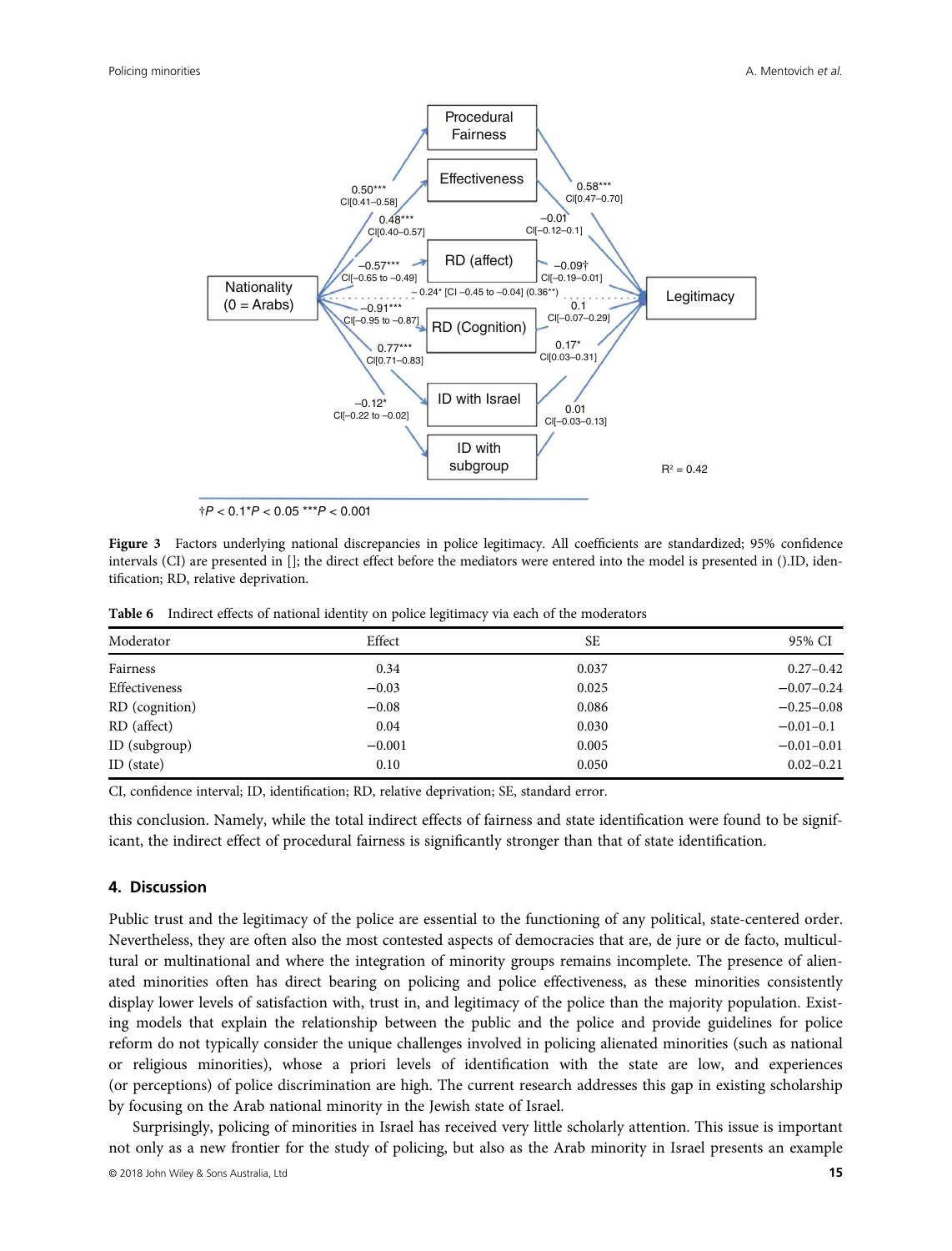Procedural Fairness

Effectiveness

RD (affect)

RD (Cognition)

ID with Israel

ID with subgroup

Nationality (0 = Arabs)

Legitimacy

0.50*** CI[0.41–0.58]

0.48*** CI[0.40–0.57]

−0.57*** CI[−0.65 to −0.49]

−0.91*** CI[−0.95 to −0.87]

0.77*** CI[0.71–0.83]

−0.12* CI[−0.22 to −0.02]

0.58*** CI[0.47–0.70]

−0.01 CI[−0.12–0.1]

−0.09† CI[−0.19–0.01]

0.1 CI[−0.07–0.29]

0.17* CI[0.03–0.31]

0.01 CI[−0.03–0.13]

− 0.24* [CI −0.45 to −0.04] (0.36**)

$R^2 = 0.42$

†$P < 0.1$ *$P < 0.05$ ***$P < 0.001$

**Figure 3** Factors underlying national discrepancies in police legitimacy. All coefficients are standardized; 95% confidence intervals (CI) are presented in []; the direct effect before the mediators were entered into the model is presented in ().ID, identification; RD, relative deprivation.

**Table 6** Indirect effects of national identity on police legitimacy via each of the moderators

| Moderator | Effect | SE | 95% CI |
|---|---|---|---|
| Fairness | 0.34 | 0.037 | 0.27–0.42 |
| Effectiveness | −0.03 | 0.025 | −0.07–0.24 |
| RD (cognition) | −0.08 | 0.086 | −0.25–0.08 |
| RD (affect) | 0.04 | 0.030 | −0.01–0.1 |
| ID (subgroup) | −0.001 | 0.005 | −0.01–0.01 |
| ID (state) | 0.10 | 0.050 | 0.02–0.21 |

CI, confidence interval; ID, identification; RD, relative deprivation; SE, standard error.

this conclusion. Namely, while the total indirect effects of fairness and state identification were found to be significant, the indirect effect of procedural fairness is significantly stronger than that of state identification.

## 4. Discussion

Public trust and the legitimacy of the police are essential to the functioning of any political, state-centered order. Nevertheless, they are often also the most contested aspects of democracies that are, de jure or de facto, multicultural or multinational and where the integration of minority groups remains incomplete. The presence of alienated minorities often has direct bearing on policing and police effectiveness, as these minorities consistently display lower levels of satisfaction with, trust in, and legitimacy of the police than the majority population. Existing models that explain the relationship between the public and the police and provide guidelines for police reform do not typically consider the unique challenges involved in policing alienated minorities (such as national or religious minorities), whose a priori levels of identification with the state are low, and experiences (or perceptions) of police discrimination are high. The current research addresses this gap in existing scholarship by focusing on the Arab national minority in the Jewish state of Israel.

Surprisingly, policing of minorities in Israel has received very little scholarly attention. This issue is important not only as a new frontier for the study of policing, but also as the Arab minority in Israel presents an example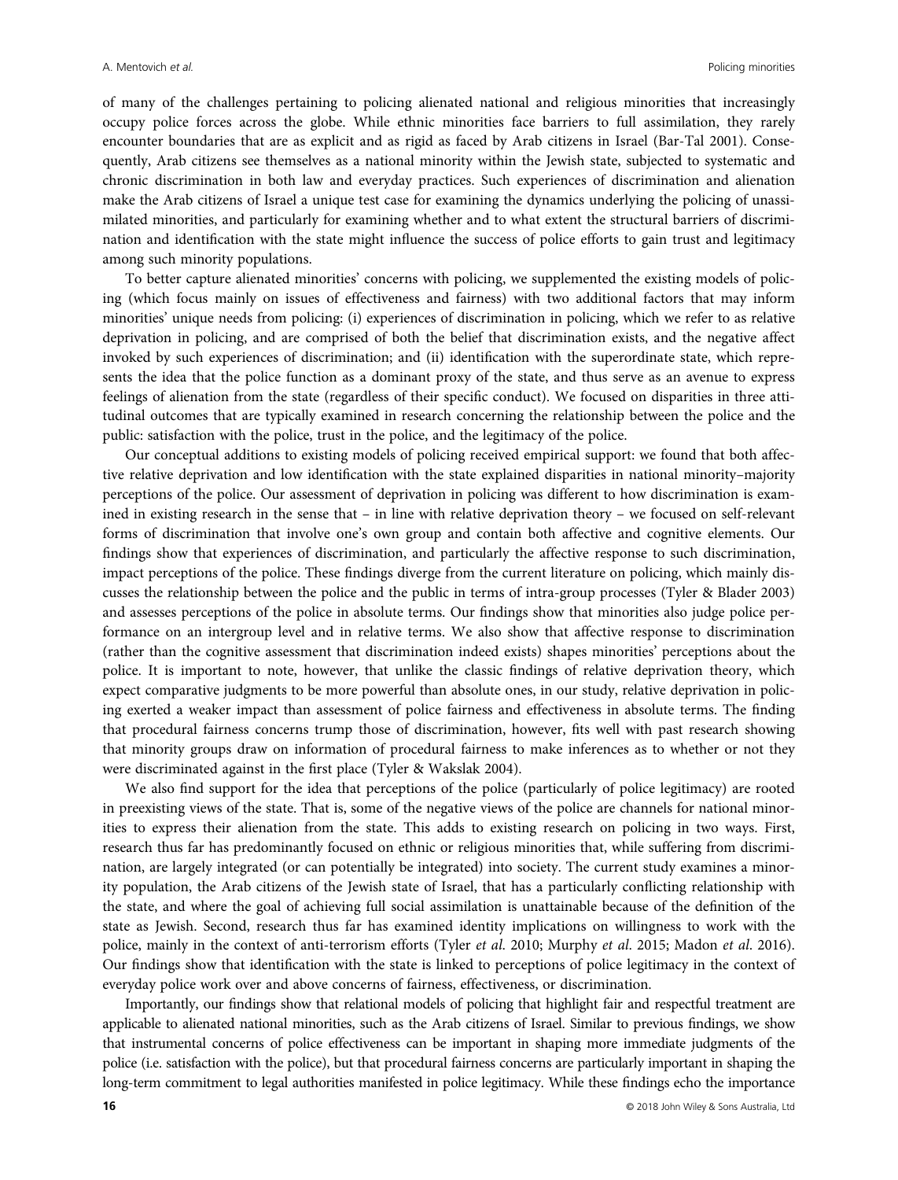of many of the challenges pertaining to policing alienated national and religious minorities that increasingly occupy police forces across the globe. While ethnic minorities face barriers to full assimilation, they rarely encounter boundaries that are as explicit and as rigid as faced by Arab citizens in Israel (Bar-Tal 2001). Consequently, Arab citizens see themselves as a national minority within the Jewish state, subjected to systematic and chronic discrimination in both law and everyday practices. Such experiences of discrimination and alienation make the Arab citizens of Israel a unique test case for examining the dynamics underlying the policing of unassimilated minorities, and particularly for examining whether and to what extent the structural barriers of discrimination and identification with the state might influence the success of police efforts to gain trust and legitimacy among such minority populations.

To better capture alienated minorities' concerns with policing, we supplemented the existing models of policing (which focus mainly on issues of effectiveness and fairness) with two additional factors that may inform minorities' unique needs from policing: (i) experiences of discrimination in policing, which we refer to as relative deprivation in policing, and are comprised of both the belief that discrimination exists, and the negative affect invoked by such experiences of discrimination; and (ii) identification with the superordinate state, which represents the idea that the police function as a dominant proxy of the state, and thus serve as an avenue to express feelings of alienation from the state (regardless of their specific conduct). We focused on disparities in three attitudinal outcomes that are typically examined in research concerning the relationship between the police and the public: satisfaction with the police, trust in the police, and the legitimacy of the police.

Our conceptual additions to existing models of policing received empirical support: we found that both affective relative deprivation and low identification with the state explained disparities in national minority–majority perceptions of the police. Our assessment of deprivation in policing was different to how discrimination is examined in existing research in the sense that – in line with relative deprivation theory – we focused on self-relevant forms of discrimination that involve one's own group and contain both affective and cognitive elements. Our findings show that experiences of discrimination, and particularly the affective response to such discrimination, impact perceptions of the police. These findings diverge from the current literature on policing, which mainly discusses the relationship between the police and the public in terms of intra-group processes (Tyler & Blader 2003) and assesses perceptions of the police in absolute terms. Our findings show that minorities also judge police performance on an intergroup level and in relative terms. We also show that affective response to discrimination (rather than the cognitive assessment that discrimination indeed exists) shapes minorities' perceptions about the police. It is important to note, however, that unlike the classic findings of relative deprivation theory, which expect comparative judgments to be more powerful than absolute ones, in our study, relative deprivation in policing exerted a weaker impact than assessment of police fairness and effectiveness in absolute terms. The finding that procedural fairness concerns trump those of discrimination, however, fits well with past research showing that minority groups draw on information of procedural fairness to make inferences as to whether or not they were discriminated against in the first place (Tyler & Wakslak 2004).

We also find support for the idea that perceptions of the police (particularly of police legitimacy) are rooted in preexisting views of the state. That is, some of the negative views of the police are channels for national minorities to express their alienation from the state. This adds to existing research on policing in two ways. First, research thus far has predominantly focused on ethnic or religious minorities that, while suffering from discrimination, are largely integrated (or can potentially be integrated) into society. The current study examines a minority population, the Arab citizens of the Jewish state of Israel, that has a particularly conflicting relationship with the state, and where the goal of achieving full social assimilation is unattainable because of the definition of the state as Jewish. Second, research thus far has examined identity implications on willingness to work with the police, mainly in the context of anti-terrorism efforts (Tyler *et al.* 2010; Murphy *et al.* 2015; Madon *et al.* 2016). Our findings show that identification with the state is linked to perceptions of police legitimacy in the context of everyday police work over and above concerns of fairness, effectiveness, or discrimination.

Importantly, our findings show that relational models of policing that highlight fair and respectful treatment are applicable to alienated national minorities, such as the Arab citizens of Israel. Similar to previous findings, we show that instrumental concerns of police effectiveness can be important in shaping more immediate judgments of the police (i.e. satisfaction with the police), but that procedural fairness concerns are particularly important in shaping the long-term commitment to legal authorities manifested in police legitimacy. While these findings echo the importance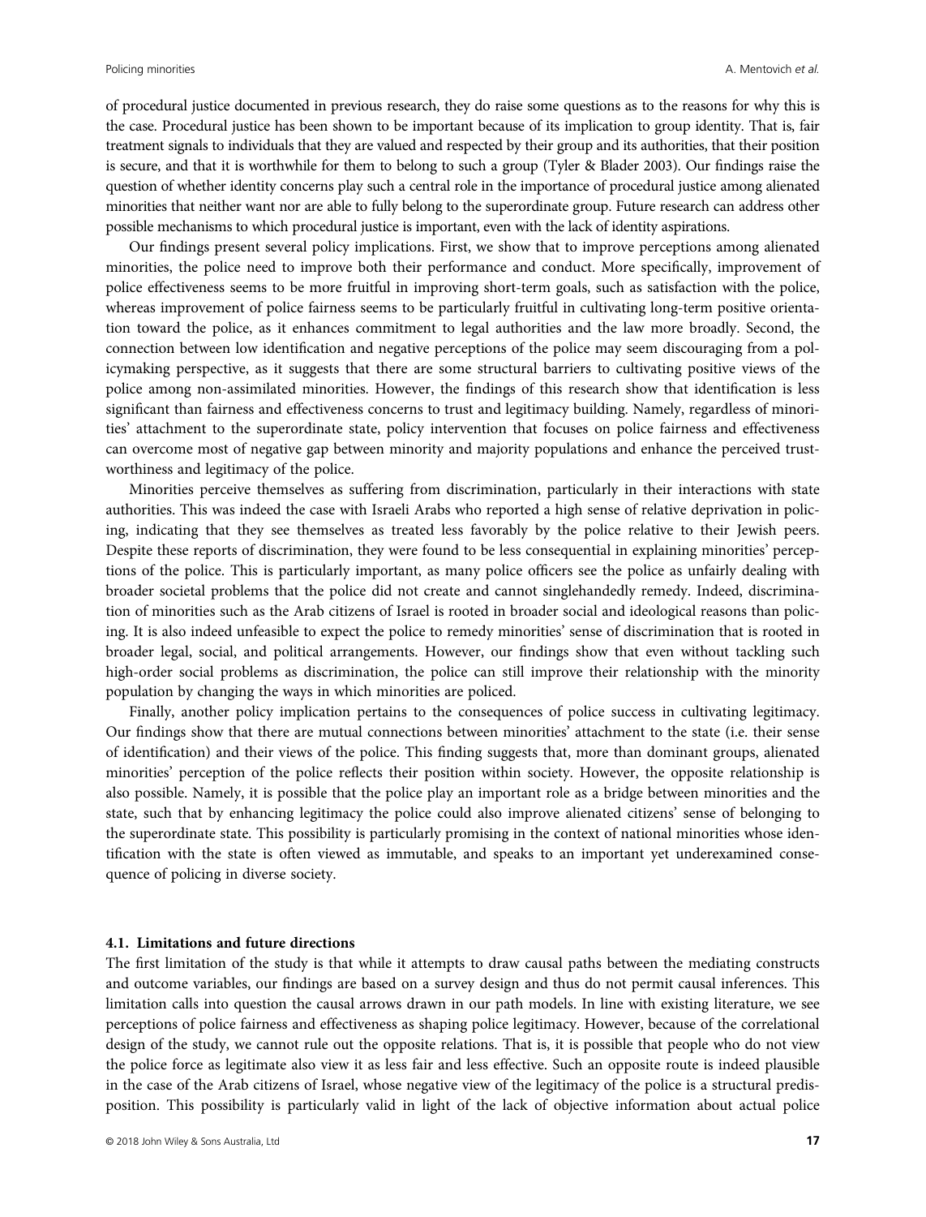of procedural justice documented in previous research, they do raise some questions as to the reasons for why this is the case. Procedural justice has been shown to be important because of its implication to group identity. That is, fair treatment signals to individuals that they are valued and respected by their group and its authorities, that their position is secure, and that it is worthwhile for them to belong to such a group (Tyler & Blader 2003). Our findings raise the question of whether identity concerns play such a central role in the importance of procedural justice among alienated minorities that neither want nor are able to fully belong to the superordinate group. Future research can address other possible mechanisms to which procedural justice is important, even with the lack of identity aspirations.

Our findings present several policy implications. First, we show that to improve perceptions among alienated minorities, the police need to improve both their performance and conduct. More specifically, improvement of police effectiveness seems to be more fruitful in improving short-term goals, such as satisfaction with the police, whereas improvement of police fairness seems to be particularly fruitful in cultivating long-term positive orientation toward the police, as it enhances commitment to legal authorities and the law more broadly. Second, the connection between low identification and negative perceptions of the police may seem discouraging from a policymaking perspective, as it suggests that there are some structural barriers to cultivating positive views of the police among non-assimilated minorities. However, the findings of this research show that identification is less significant than fairness and effectiveness concerns to trust and legitimacy building. Namely, regardless of minorities' attachment to the superordinate state, policy intervention that focuses on police fairness and effectiveness can overcome most of negative gap between minority and majority populations and enhance the perceived trustworthiness and legitimacy of the police.

Minorities perceive themselves as suffering from discrimination, particularly in their interactions with state authorities. This was indeed the case with Israeli Arabs who reported a high sense of relative deprivation in policing, indicating that they see themselves as treated less favorably by the police relative to their Jewish peers. Despite these reports of discrimination, they were found to be less consequential in explaining minorities' perceptions of the police. This is particularly important, as many police officers see the police as unfairly dealing with broader societal problems that the police did not create and cannot singlehandedly remedy. Indeed, discrimination of minorities such as the Arab citizens of Israel is rooted in broader social and ideological reasons than policing. It is also indeed unfeasible to expect the police to remedy minorities' sense of discrimination that is rooted in broader legal, social, and political arrangements. However, our findings show that even without tackling such high-order social problems as discrimination, the police can still improve their relationship with the minority population by changing the ways in which minorities are policed.

Finally, another policy implication pertains to the consequences of police success in cultivating legitimacy. Our findings show that there are mutual connections between minorities' attachment to the state (i.e. their sense of identification) and their views of the police. This finding suggests that, more than dominant groups, alienated minorities' perception of the police reflects their position within society. However, the opposite relationship is also possible. Namely, it is possible that the police play an important role as a bridge between minorities and the state, such that by enhancing legitimacy the police could also improve alienated citizens' sense of belonging to the superordinate state. This possibility is particularly promising in the context of national minorities whose identification with the state is often viewed as immutable, and speaks to an important yet underexamined consequence of policing in diverse society.

### 4.1. Limitations and future directions

The first limitation of the study is that while it attempts to draw causal paths between the mediating constructs and outcome variables, our findings are based on a survey design and thus do not permit causal inferences. This limitation calls into question the causal arrows drawn in our path models. In line with existing literature, we see perceptions of police fairness and effectiveness as shaping police legitimacy. However, because of the correlational design of the study, we cannot rule out the opposite relations. That is, it is possible that people who do not view the police force as legitimate also view it as less fair and less effective. Such an opposite route is indeed plausible in the case of the Arab citizens of Israel, whose negative view of the legitimacy of the police is a structural predisposition. This possibility is particularly valid in light of the lack of objective information about actual police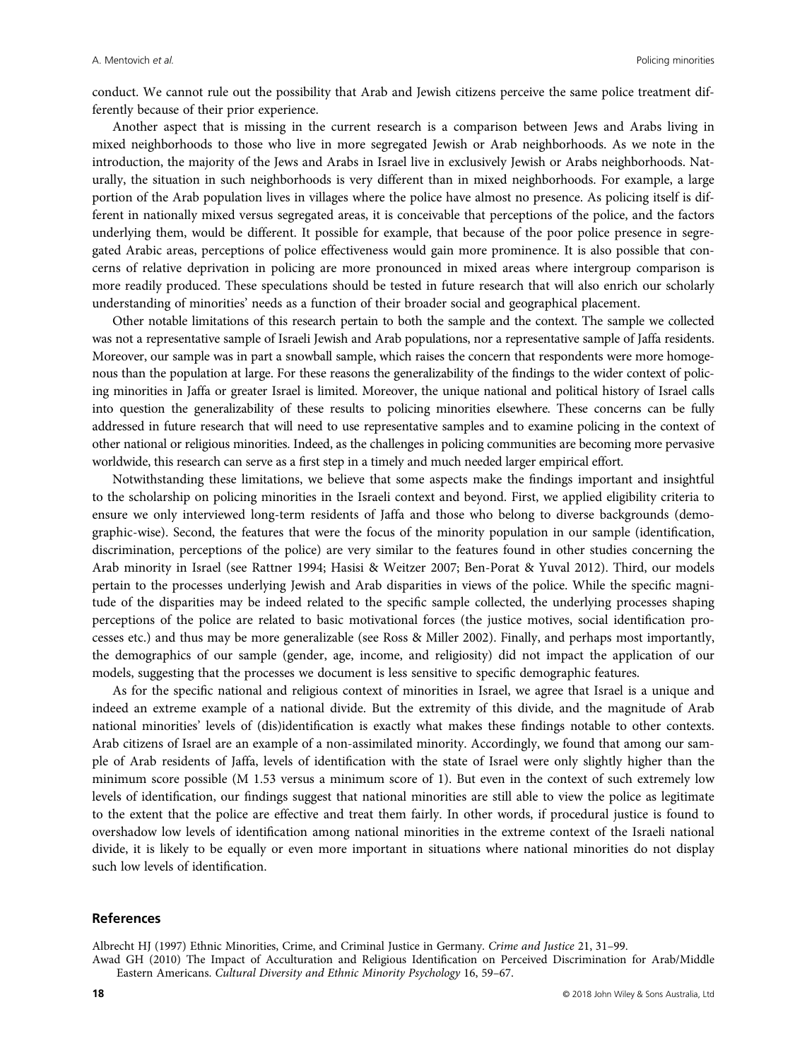conduct. We cannot rule out the possibility that Arab and Jewish citizens perceive the same police treatment differently because of their prior experience.

Another aspect that is missing in the current research is a comparison between Jews and Arabs living in mixed neighborhoods to those who live in more segregated Jewish or Arab neighborhoods. As we note in the introduction, the majority of the Jews and Arabs in Israel live in exclusively Jewish or Arabs neighborhoods. Naturally, the situation in such neighborhoods is very different than in mixed neighborhoods. For example, a large portion of the Arab population lives in villages where the police have almost no presence. As policing itself is different in nationally mixed versus segregated areas, it is conceivable that perceptions of the police, and the factors underlying them, would be different. It possible for example, that because of the poor police presence in segregated Arabic areas, perceptions of police effectiveness would gain more prominence. It is also possible that concerns of relative deprivation in policing are more pronounced in mixed areas where intergroup comparison is more readily produced. These speculations should be tested in future research that will also enrich our scholarly understanding of minorities' needs as a function of their broader social and geographical placement.

Other notable limitations of this research pertain to both the sample and the context. The sample we collected was not a representative sample of Israeli Jewish and Arab populations, nor a representative sample of Jaffa residents. Moreover, our sample was in part a snowball sample, which raises the concern that respondents were more homogenous than the population at large. For these reasons the generalizability of the findings to the wider context of policing minorities in Jaffa or greater Israel is limited. Moreover, the unique national and political history of Israel calls into question the generalizability of these results to policing minorities elsewhere. These concerns can be fully addressed in future research that will need to use representative samples and to examine policing in the context of other national or religious minorities. Indeed, as the challenges in policing communities are becoming more pervasive worldwide, this research can serve as a first step in a timely and much needed larger empirical effort.

Notwithstanding these limitations, we believe that some aspects make the findings important and insightful to the scholarship on policing minorities in the Israeli context and beyond. First, we applied eligibility criteria to ensure we only interviewed long-term residents of Jaffa and those who belong to diverse backgrounds (demographic-wise). Second, the features that were the focus of the minority population in our sample (identification, discrimination, perceptions of the police) are very similar to the features found in other studies concerning the Arab minority in Israel (see Rattner 1994; Hasisi & Weitzer 2007; Ben-Porat & Yuval 2012). Third, our models pertain to the processes underlying Jewish and Arab disparities in views of the police. While the specific magnitude of the disparities may be indeed related to the specific sample collected, the underlying processes shaping perceptions of the police are related to basic motivational forces (the justice motives, social identification processes etc.) and thus may be more generalizable (see Ross & Miller 2002). Finally, and perhaps most importantly, the demographics of our sample (gender, age, income, and religiosity) did not impact the application of our models, suggesting that the processes we document is less sensitive to specific demographic features.

As for the specific national and religious context of minorities in Israel, we agree that Israel is a unique and indeed an extreme example of a national divide. But the extremity of this divide, and the magnitude of Arab national minorities' levels of (dis)identification is exactly what makes these findings notable to other contexts. Arab citizens of Israel are an example of a non-assimilated minority. Accordingly, we found that among our sample of Arab residents of Jaffa, levels of identification with the state of Israel were only slightly higher than the minimum score possible (M 1.53 versus a minimum score of 1). But even in the context of such extremely low levels of identification, our findings suggest that national minorities are still able to view the police as legitimate to the extent that the police are effective and treat them fairly. In other words, if procedural justice is found to overshadow low levels of identification among national minorities in the extreme context of the Israeli national divide, it is likely to be equally or even more important in situations where national minorities do not display such low levels of identification.

## References

Albrecht HJ (1997) Ethnic Minorities, Crime, and Criminal Justice in Germany. *Crime and Justice* 21, 31–99.

Awad GH (2010) The Impact of Acculturation and Religious Identification on Perceived Discrimination for Arab/Middle Eastern Americans. *Cultural Diversity and Ethnic Minority Psychology* 16, 59–67.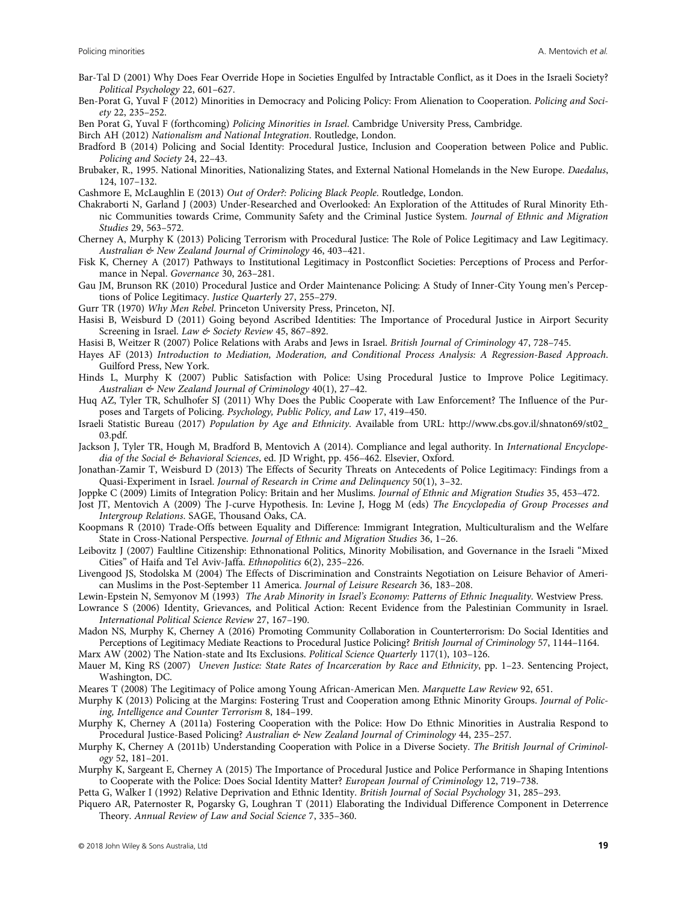Bar-Tal D (2001) Why Does Fear Override Hope in Societies Engulfed by Intractable Conflict, as it Does in the Israeli Society? *Political Psychology* 22, 601–627.

Ben-Porat G, Yuval F (2012) Minorities in Democracy and Policing Policy: From Alienation to Cooperation. *Policing and Society* 22, 235–252.

Ben Porat G, Yuval F (forthcoming) *Policing Minorities in Israel*. Cambridge University Press, Cambridge.

Birch AH (2012) *Nationalism and National Integration*. Routledge, London.

Bradford B (2014) Policing and Social Identity: Procedural Justice, Inclusion and Cooperation between Police and Public. *Policing and Society* 24, 22–43.

Brubaker, R., 1995. National Minorities, Nationalizing States, and External National Homelands in the New Europe. *Daedalus*, 124, 107–132.

Cashmore E, McLaughlin E (2013) *Out of Order?: Policing Black People*. Routledge, London.

Chakraborti N, Garland J (2003) Under-Researched and Overlooked: An Exploration of the Attitudes of Rural Minority Ethnic Communities towards Crime, Community Safety and the Criminal Justice System. *Journal of Ethnic and Migration Studies* 29, 563–572.

Cherney A, Murphy K (2013) Policing Terrorism with Procedural Justice: The Role of Police Legitimacy and Law Legitimacy. *Australian & New Zealand Journal of Criminology* 46, 403–421.

Fisk K, Cherney A (2017) Pathways to Institutional Legitimacy in Postconflict Societies: Perceptions of Process and Performance in Nepal. *Governance* 30, 263–281.

Gau JM, Brunson RK (2010) Procedural Justice and Order Maintenance Policing: A Study of Inner-City Young men's Perceptions of Police Legitimacy. *Justice Quarterly* 27, 255–279.

Gurr TR (1970) *Why Men Rebel*. Princeton University Press, Princeton, NJ.

Hasisi B, Weisburd D (2011) Going beyond Ascribed Identities: The Importance of Procedural Justice in Airport Security Screening in Israel. *Law & Society Review* 45, 867–892.

Hasisi B, Weitzer R (2007) Police Relations with Arabs and Jews in Israel. *British Journal of Criminology* 47, 728–745.

Hayes AF (2013) *Introduction to Mediation, Moderation, and Conditional Process Analysis: A Regression-Based Approach*. Guilford Press, New York.

Hinds L, Murphy K (2007) Public Satisfaction with Police: Using Procedural Justice to Improve Police Legitimacy. *Australian & New Zealand Journal of Criminology* 40(1), 27–42.

Huq AZ, Tyler TR, Schulhofer SJ (2011) Why Does the Public Cooperate with Law Enforcement? The Influence of the Purposes and Targets of Policing. *Psychology, Public Policy, and Law* 17, 419–450.

Israeli Statistic Bureau (2017) *Population by Age and Ethnicity*. Available from URL: http://www.cbs.gov.il/shnaton69/st02_03.pdf.

Jackson J, Tyler TR, Hough M, Bradford B, Mentovich A (2014). Compliance and legal authority. In *International Encyclopedia of the Social & Behavioral Sciences*, ed. JD Wright, pp. 456–462. Elsevier, Oxford.

Jonathan-Zamir T, Weisburd D (2013) The Effects of Security Threats on Antecedents of Police Legitimacy: Findings from a Quasi-Experiment in Israel. *Journal of Research in Crime and Delinquency* 50(1), 3–32.

Joppke C (2009) Limits of Integration Policy: Britain and her Muslims. *Journal of Ethnic and Migration Studies* 35, 453–472.

Jost JT, Mentovich A (2009) The J-curve Hypothesis. In: Levine J, Hogg M (eds) *The Encyclopedia of Group Processes and Intergroup Relations*. SAGE, Thousand Oaks, CA.

Koopmans R (2010) Trade-Offs between Equality and Difference: Immigrant Integration, Multiculturalism and the Welfare State in Cross-National Perspective. *Journal of Ethnic and Migration Studies* 36, 1–26.

Leibovitz J (2007) Faultline Citizenship: Ethnonational Politics, Minority Mobilisation, and Governance in the Israeli "Mixed Cities" of Haifa and Tel Aviv-Jaffa. *Ethnopolitics* 6(2), 235–226.

Livengood JS, Stodolska M (2004) The Effects of Discrimination and Constraints Negotiation on Leisure Behavior of American Muslims in the Post-September 11 America. *Journal of Leisure Research* 36, 183–208.

Lewin-Epstein N, Semyonov M (1993) *The Arab Minority in Israel's Economy: Patterns of Ethnic Inequality*. Westview Press.

Lowrance S (2006) Identity, Grievances, and Political Action: Recent Evidence from the Palestinian Community in Israel. *International Political Science Review* 27, 167–190.

Madon NS, Murphy K, Cherney A (2016) Promoting Community Collaboration in Counterterrorism: Do Social Identities and Perceptions of Legitimacy Mediate Reactions to Procedural Justice Policing? *British Journal of Criminology* 57, 1144–1164.

Marx AW (2002) The Nation-state and Its Exclusions. *Political Science Quarterly* 117(1), 103–126.

Mauer M, King RS (2007) *Uneven Justice: State Rates of Incarceration by Race and Ethnicity*, pp. 1–23. Sentencing Project, Washington, DC.

Meares T (2008) The Legitimacy of Police among Young African-American Men. *Marquette Law Review* 92, 651.

Murphy K (2013) Policing at the Margins: Fostering Trust and Cooperation among Ethnic Minority Groups. *Journal of Policing, Intelligence and Counter Terrorism* 8, 184–199.

Murphy K, Cherney A (2011a) Fostering Cooperation with the Police: How Do Ethnic Minorities in Australia Respond to Procedural Justice-Based Policing? *Australian & New Zealand Journal of Criminology* 44, 235–257.

Murphy K, Cherney A (2011b) Understanding Cooperation with Police in a Diverse Society. *The British Journal of Criminology* 52, 181–201.

Murphy K, Sargeant E, Cherney A (2015) The Importance of Procedural Justice and Police Performance in Shaping Intentions to Cooperate with the Police: Does Social Identity Matter? *European Journal of Criminology* 12, 719–738.

Petta G, Walker I (1992) Relative Deprivation and Ethnic Identity. *British Journal of Social Psychology* 31, 285–293.

Piquero AR, Paternoster R, Pogarsky G, Loughran T (2011) Elaborating the Individual Difference Component in Deterrence Theory. *Annual Review of Law and Social Science* 7, 335–360.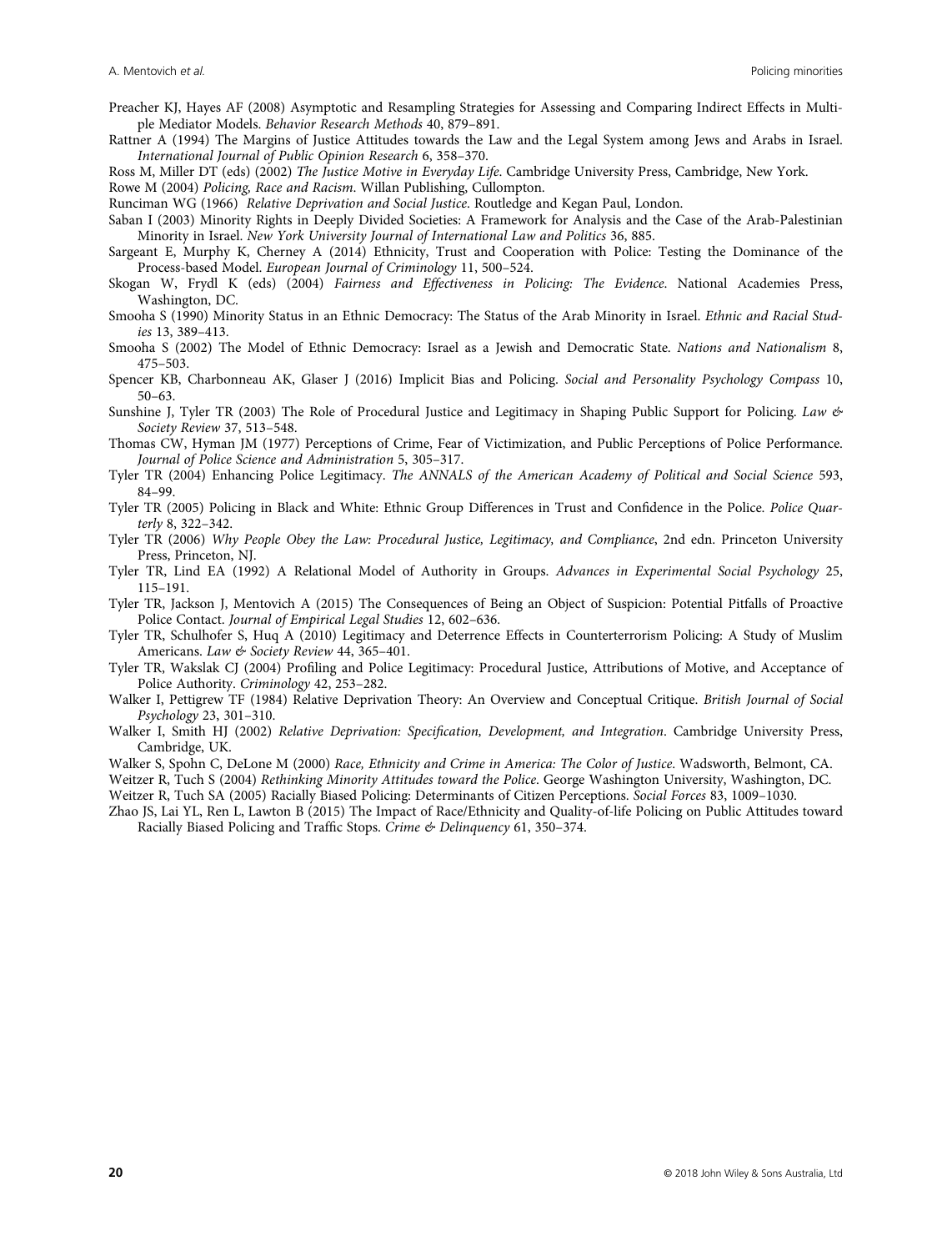Preacher KJ, Hayes AF (2008) Asymptotic and Resampling Strategies for Assessing and Comparing Indirect Effects in Multiple Mediator Models. *Behavior Research Methods* 40, 879–891.

Rattner A (1994) The Margins of Justice Attitudes towards the Law and the Legal System among Jews and Arabs in Israel. *International Journal of Public Opinion Research* 6, 358–370.

Ross M, Miller DT (eds) (2002) *The Justice Motive in Everyday Life*. Cambridge University Press, Cambridge, New York.

Rowe M (2004) *Policing, Race and Racism*. Willan Publishing, Cullompton.

Runciman WG (1966) *Relative Deprivation and Social Justice*. Routledge and Kegan Paul, London.

Saban I (2003) Minority Rights in Deeply Divided Societies: A Framework for Analysis and the Case of the Arab-Palestinian Minority in Israel. *New York University Journal of International Law and Politics* 36, 885.

Sargeant E, Murphy K, Cherney A (2014) Ethnicity, Trust and Cooperation with Police: Testing the Dominance of the Process-based Model. *European Journal of Criminology* 11, 500–524.

Skogan W, Frydl K (eds) (2004) *Fairness and Effectiveness in Policing: The Evidence*. National Academies Press, Washington, DC.

Smooha S (1990) Minority Status in an Ethnic Democracy: The Status of the Arab Minority in Israel. *Ethnic and Racial Studies* 13, 389–413.

Smooha S (2002) The Model of Ethnic Democracy: Israel as a Jewish and Democratic State. *Nations and Nationalism* 8, 475–503.

Spencer KB, Charbonneau AK, Glaser J (2016) Implicit Bias and Policing. *Social and Personality Psychology Compass* 10, 50–63.

Sunshine J, Tyler TR (2003) The Role of Procedural Justice and Legitimacy in Shaping Public Support for Policing. *Law & Society Review* 37, 513–548.

Thomas CW, Hyman JM (1977) Perceptions of Crime, Fear of Victimization, and Public Perceptions of Police Performance. *Journal of Police Science and Administration* 5, 305–317.

Tyler TR (2004) Enhancing Police Legitimacy. *The ANNALS of the American Academy of Political and Social Science* 593, 84–99.

Tyler TR (2005) Policing in Black and White: Ethnic Group Differences in Trust and Confidence in the Police. *Police Quarterly* 8, 322–342.

Tyler TR (2006) *Why People Obey the Law: Procedural Justice, Legitimacy, and Compliance*, 2nd edn. Princeton University Press, Princeton, NJ.

Tyler TR, Lind EA (1992) A Relational Model of Authority in Groups. *Advances in Experimental Social Psychology* 25, 115–191.

Tyler TR, Jackson J, Mentovich A (2015) The Consequences of Being an Object of Suspicion: Potential Pitfalls of Proactive Police Contact. *Journal of Empirical Legal Studies* 12, 602–636.

Tyler TR, Schulhofer S, Huq A (2010) Legitimacy and Deterrence Effects in Counterterrorism Policing: A Study of Muslim Americans. *Law & Society Review* 44, 365–401.

Tyler TR, Wakslak CJ (2004) Profiling and Police Legitimacy: Procedural Justice, Attributions of Motive, and Acceptance of Police Authority. *Criminology* 42, 253–282.

Walker I, Pettigrew TF (1984) Relative Deprivation Theory: An Overview and Conceptual Critique. *British Journal of Social Psychology* 23, 301–310.

Walker I, Smith HJ (2002) *Relative Deprivation: Specification, Development, and Integration*. Cambridge University Press, Cambridge, UK.

Walker S, Spohn C, DeLone M (2000) *Race, Ethnicity and Crime in America: The Color of Justice*. Wadsworth, Belmont, CA.

Weitzer R, Tuch S (2004) *Rethinking Minority Attitudes toward the Police*. George Washington University, Washington, DC.

Weitzer R, Tuch SA (2005) Racially Biased Policing: Determinants of Citizen Perceptions. *Social Forces* 83, 1009–1030.

Zhao JS, Lai YL, Ren L, Lawton B (2015) The Impact of Race/Ethnicity and Quality-of-life Policing on Public Attitudes toward Racially Biased Policing and Traffic Stops. *Crime & Delinquency* 61, 350–374.